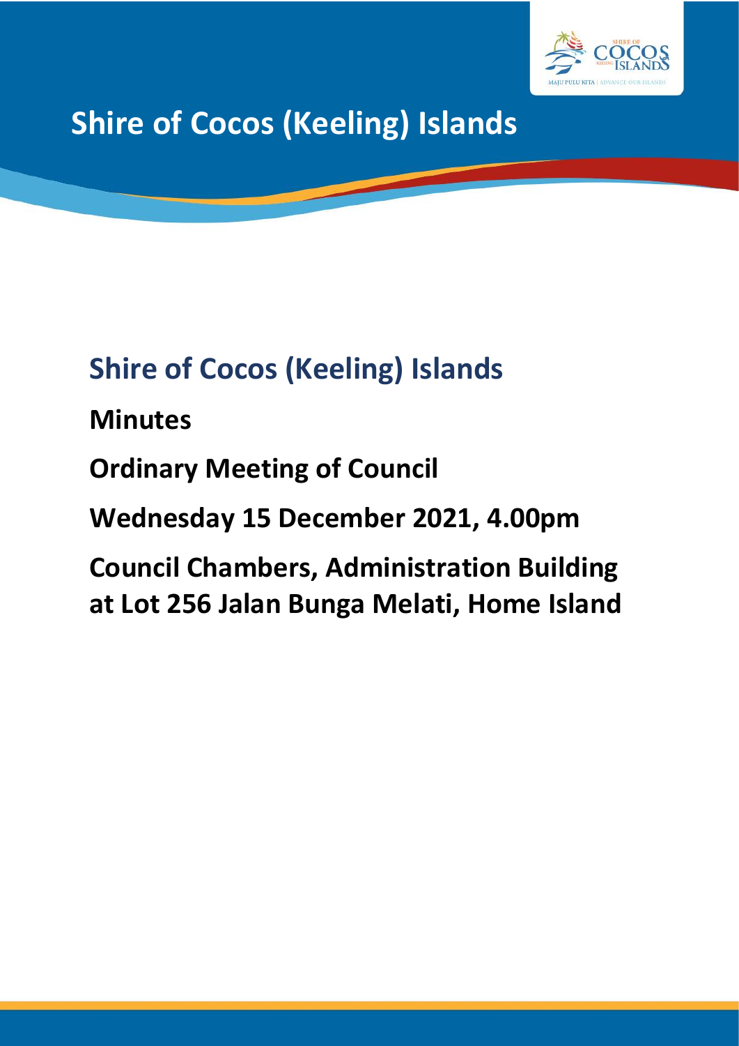# Shire of Cocos (Keeling) Islands

## Shire of Cocos (Keeling) Islands

**Minutes**

**Ordinary Meeting of Council**

**Wednesday 15 December 2021, 4.00pm**

**Council Chambers, Administration Building at Lot 256 Jalan Bunga Melati, Home Island**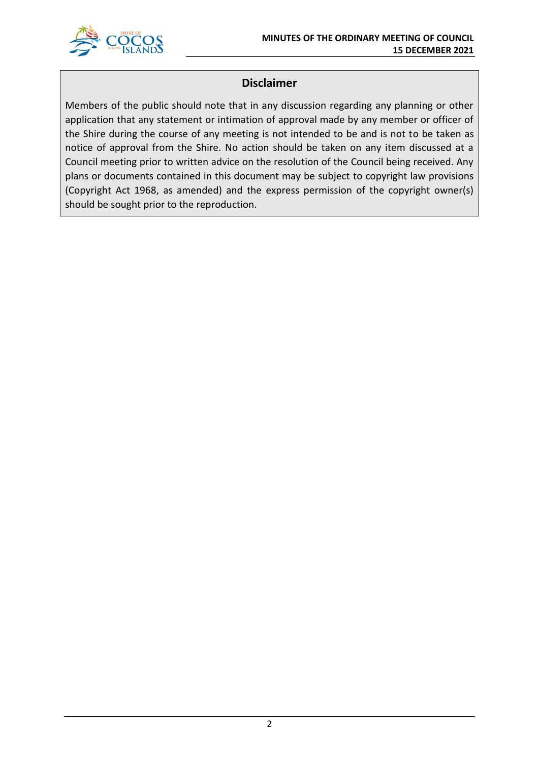## Disclaimer

Members of the public should note that in any discussion regarding any planning or other application that any statement or intimation of approval made by any member or officer of the Shire during the course of any meeting is not intended to be and is not to be taken as notice of approval from the Shire. No action should be taken on any item discussed at a Council meeting prior to written advice on the resolution of the Council being received. Any plans or documents contained in this document may be subject to copyright law provisions (Copyright Act 1968, as amended) and the express permission of the copyright owner(s) should be sought prior to the reproduction.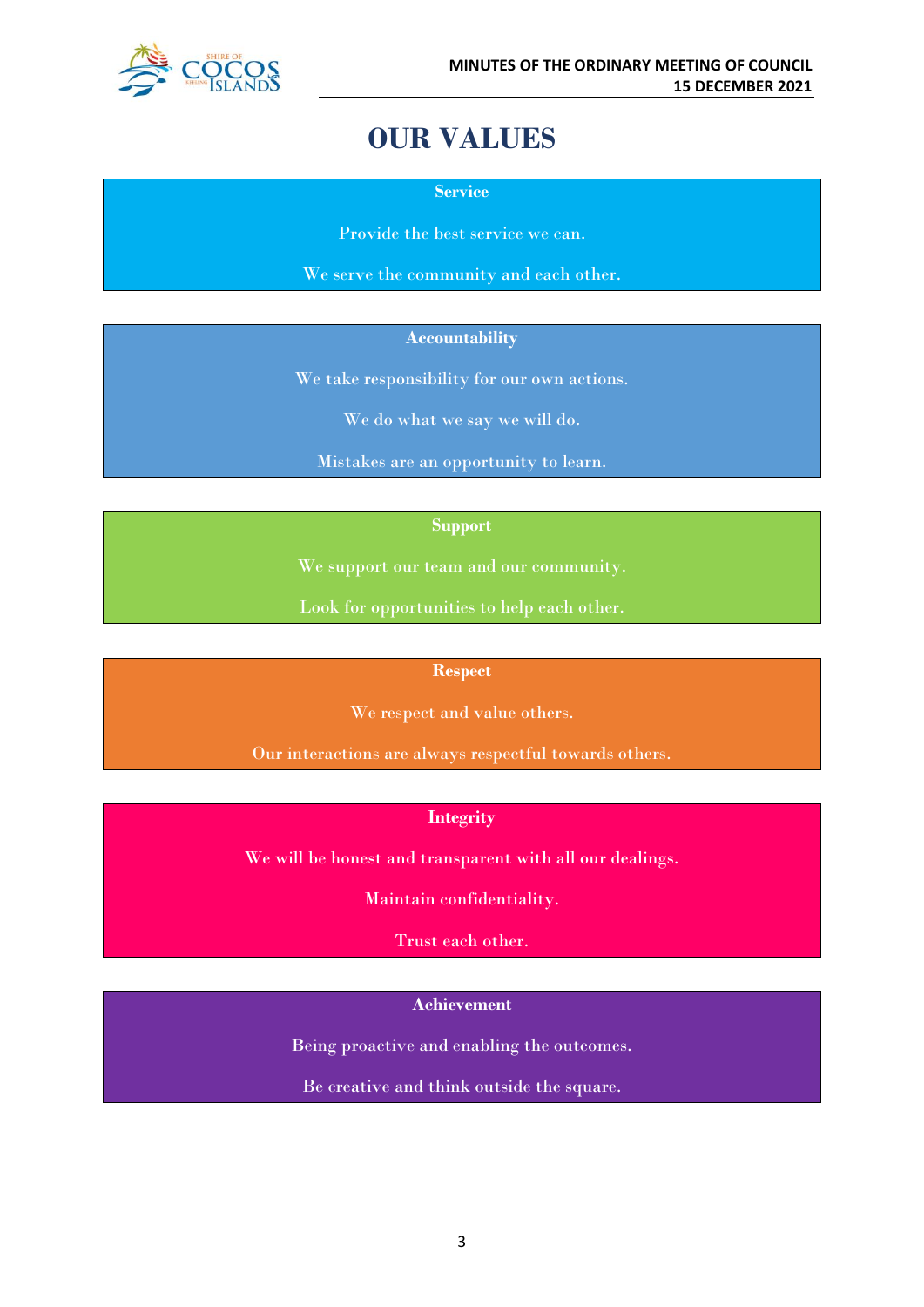# OUR VALUES

**Service**

Provide the best service we can.

We serve the community and each other.

**Accountability**

We take responsibility for our own actions.

We do what we say we will do.

Mistakes are an opportunity to learn.

**Support**

We support our team and our community.

Look for opportunities to help each other.

**Respect**

We respect and value others.

Our interactions are always respectful towards others.

**Integrity**

We will be honest and transparent with all our dealings.

Maintain confidentiality.

Trust each other.

**Achievement**

Being proactive and enabling the outcomes.

Be creative and think outside the square.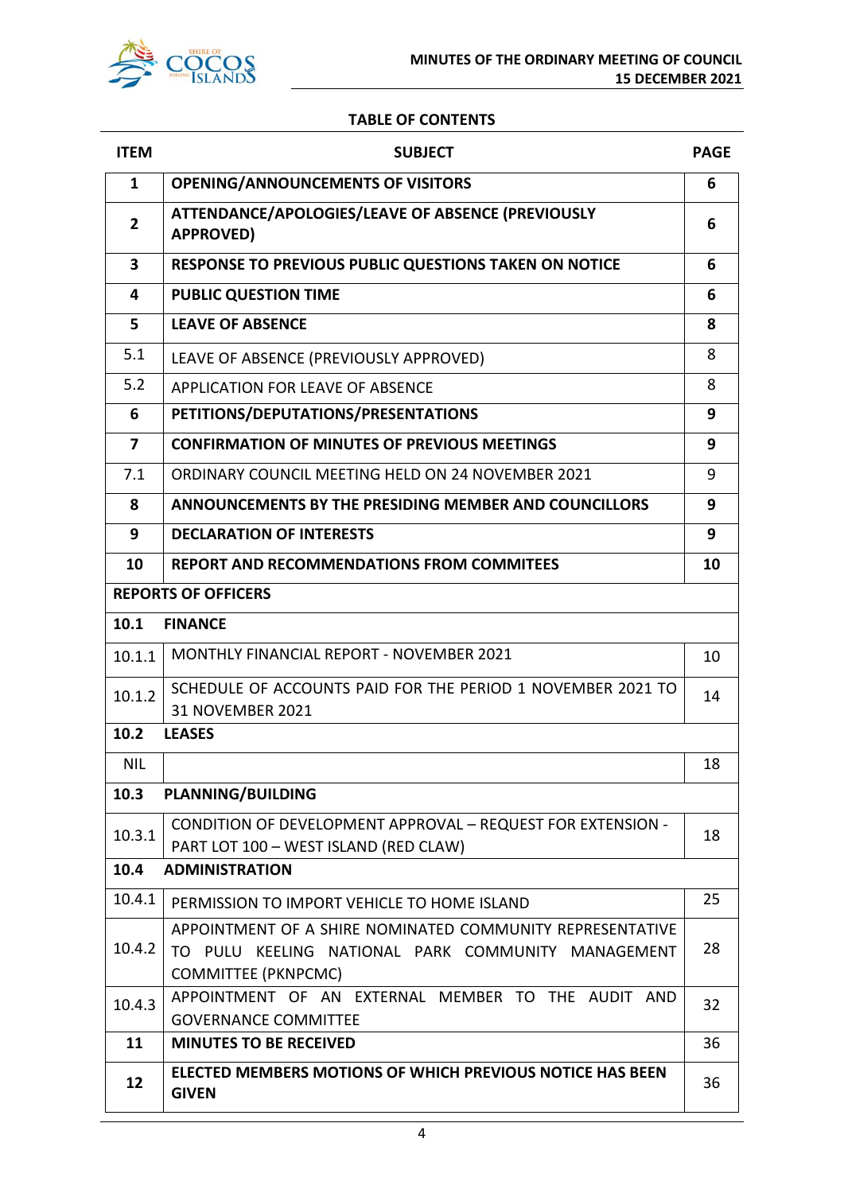## TABLE OF CONTENTS

| ITEM | SUBJECT | PAGE |
|---|---|---|
| **1** | **OPENING/ANNOUNCEMENTS OF VISITORS** | **6** |
| **2** | **ATTENDANCE/APOLOGIES/LEAVE OF ABSENCE (PREVIOUSLY APPROVED)** | **6** |
| **3** | **RESPONSE TO PREVIOUS PUBLIC QUESTIONS TAKEN ON NOTICE** | **6** |
| **4** | **PUBLIC QUESTION TIME** | **6** |
| **5** | **LEAVE OF ABSENCE** | **8** |
| 5.1 | LEAVE OF ABSENCE (PREVIOUSLY APPROVED) | 8 |
| 5.2 | APPLICATION FOR LEAVE OF ABSENCE | 8 |
| **6** | **PETITIONS/DEPUTATIONS/PRESENTATIONS** | **9** |
| **7** | **CONFIRMATION OF MINUTES OF PREVIOUS MEETINGS** | **9** |
| 7.1 | ORDINARY COUNCIL MEETING HELD ON 24 NOVEMBER 2021 | 9 |
| **8** | **ANNOUNCEMENTS BY THE PRESIDING MEMBER AND COUNCILLORS** | **9** |
| **9** | **DECLARATION OF INTERESTS** | **9** |
| **10** | **REPORT AND RECOMMENDATIONS FROM COMMITEES** | **10** |
| **REPORTS OF OFFICERS** | | |
| **10.1** | **FINANCE** | |
| 10.1.1 | MONTHLY FINANCIAL REPORT - NOVEMBER 2021 | 10 |
| 10.1.2 | SCHEDULE OF ACCOUNTS PAID FOR THE PERIOD 1 NOVEMBER 2021 TO 31 NOVEMBER 2021 | 14 |
| **10.2** | **LEASES** | |
| NIL | | 18 |
| **10.3** | **PLANNING/BUILDING** | |
| 10.3.1 | CONDITION OF DEVELOPMENT APPROVAL – REQUEST FOR EXTENSION - PART LOT 100 – WEST ISLAND (RED CLAW) | 18 |
| **10.4** | **ADMINISTRATION** | |
| 10.4.1 | PERMISSION TO IMPORT VEHICLE TO HOME ISLAND | 25 |
| 10.4.2 | APPOINTMENT OF A SHIRE NOMINATED COMMUNITY REPRESENTATIVE TO PULU KEELING NATIONAL PARK COMMUNITY MANAGEMENT COMMITTEE (PKNPCMC) | 28 |
| 10.4.3 | APPOINTMENT OF AN EXTERNAL MEMBER TO THE AUDIT AND GOVERNANCE COMMITTEE | 32 |
| **11** | **MINUTES TO BE RECEIVED** | 36 |
| **12** | **ELECTED MEMBERS MOTIONS OF WHICH PREVIOUS NOTICE HAS BEEN GIVEN** | 36 |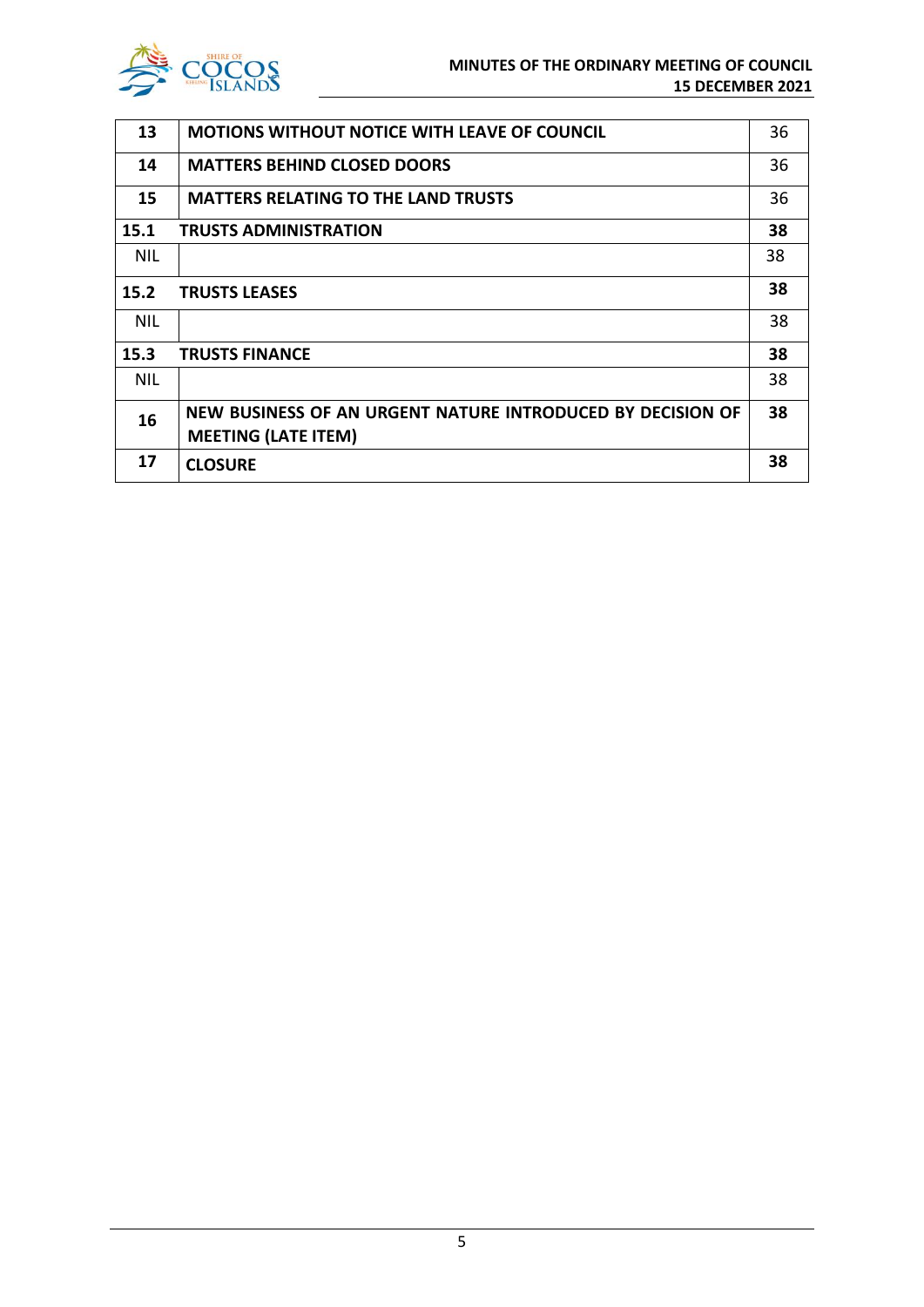| | | |
|---|---|---|
| 13 | **MOTIONS WITHOUT NOTICE WITH LEAVE OF COUNCIL** | 36 |
| 14 | **MATTERS BEHIND CLOSED DOORS** | 36 |
| 15 | **MATTERS RELATING TO THE LAND TRUSTS** | 36 |
| **15.1** | **TRUSTS ADMINISTRATION** | **38** |
| NIL | | 38 |
| **15.2** | **TRUSTS LEASES** | **38** |
| NIL | | 38 |
| **15.3** | **TRUSTS FINANCE** | **38** |
| NIL | | 38 |
| **16** | **NEW BUSINESS OF AN URGENT NATURE INTRODUCED BY DECISION OF MEETING (LATE ITEM)** | **38** |
| **17** | **CLOSURE** | **38** |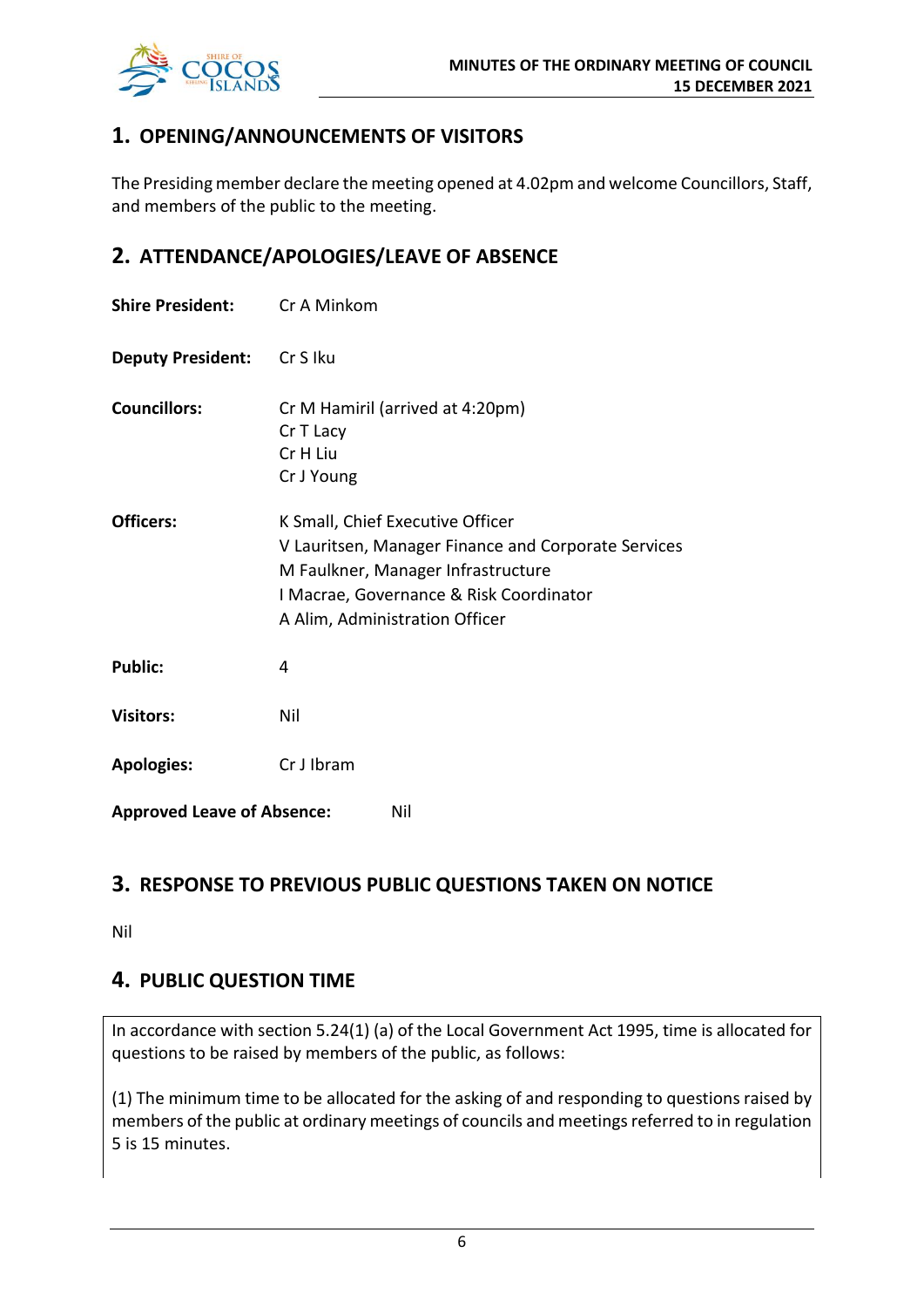## 1. OPENING/ANNOUNCEMENTS OF VISITORS

The Presiding member declare the meeting opened at 4.02pm and welcome Councillors, Staff, and members of the public to the meeting.

## 2. ATTENDANCE/APOLOGIES/LEAVE OF ABSENCE

**Shire President:** Cr A Minkom

**Deputy President:** Cr S Iku

**Councillors:** Cr M Hamiril (arrived at 4:20pm)
Cr T Lacy
Cr H Liu
Cr J Young

**Officers:** K Small, Chief Executive Officer
V Lauritsen, Manager Finance and Corporate Services
M Faulkner, Manager Infrastructure
I Macrae, Governance & Risk Coordinator
A Alim, Administration Officer

**Public:** 4

**Visitors:** Nil

**Apologies:** Cr J Ibram

**Approved Leave of Absence:** Nil

## 3. RESPONSE TO PREVIOUS PUBLIC QUESTIONS TAKEN ON NOTICE

Nil

## 4. PUBLIC QUESTION TIME

In accordance with section 5.24(1) (a) of the Local Government Act 1995, time is allocated for questions to be raised by members of the public, as follows:

(1) The minimum time to be allocated for the asking of and responding to questions raised by members of the public at ordinary meetings of councils and meetings referred to in regulation 5 is 15 minutes.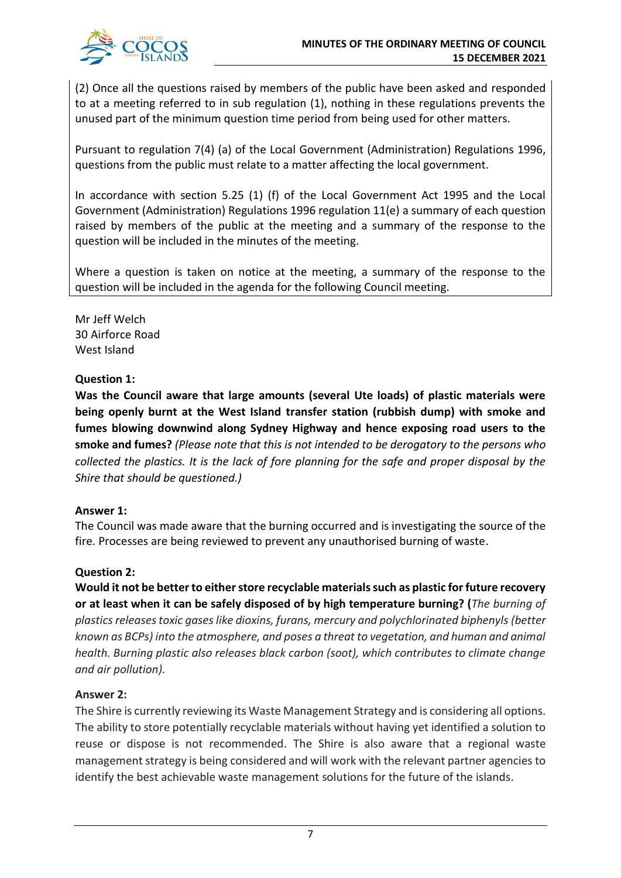(2) Once all the questions raised by members of the public have been asked and responded to at a meeting referred to in sub regulation (1), nothing in these regulations prevents the unused part of the minimum question time period from being used for other matters.

Pursuant to regulation 7(4) (a) of the Local Government (Administration) Regulations 1996, questions from the public must relate to a matter affecting the local government.

In accordance with section 5.25 (1) (f) of the Local Government Act 1995 and the Local Government (Administration) Regulations 1996 regulation 11(e) a summary of each question raised by members of the public at the meeting and a summary of the response to the question will be included in the minutes of the meeting.

Where a question is taken on notice at the meeting, a summary of the response to the question will be included in the agenda for the following Council meeting.

Mr Jeff Welch
30 Airforce Road
West Island

**Question 1:**

**Was the Council aware that large amounts (several Ute loads) of plastic materials were being openly burnt at the West Island transfer station (rubbish dump) with smoke and fumes blowing downwind along Sydney Highway and hence exposing road users to the smoke and fumes?** *(Please note that this is not intended to be derogatory to the persons who collected the plastics. It is the lack of fore planning for the safe and proper disposal by the Shire that should be questioned.)*

**Answer 1:**

The Council was made aware that the burning occurred and is investigating the source of the fire. Processes are being reviewed to prevent any unauthorised burning of waste.

**Question 2:**

**Would it not be better to either store recyclable materials such as plastic for future recovery or at least when it can be safely disposed of by high temperature burning? (***The burning of plastics releases toxic gases like dioxins, furans, mercury and polychlorinated biphenyls (better known as BCPs) into the atmosphere, and poses a threat to vegetation, and human and animal health. Burning plastic also releases black carbon (soot), which contributes to climate change and air pollution).*

**Answer 2:**

The Shire is currently reviewing its Waste Management Strategy and is considering all options. The ability to store potentially recyclable materials without having yet identified a solution to reuse or dispose is not recommended. The Shire is also aware that a regional waste management strategy is being considered and will work with the relevant partner agencies to identify the best achievable waste management solutions for the future of the islands.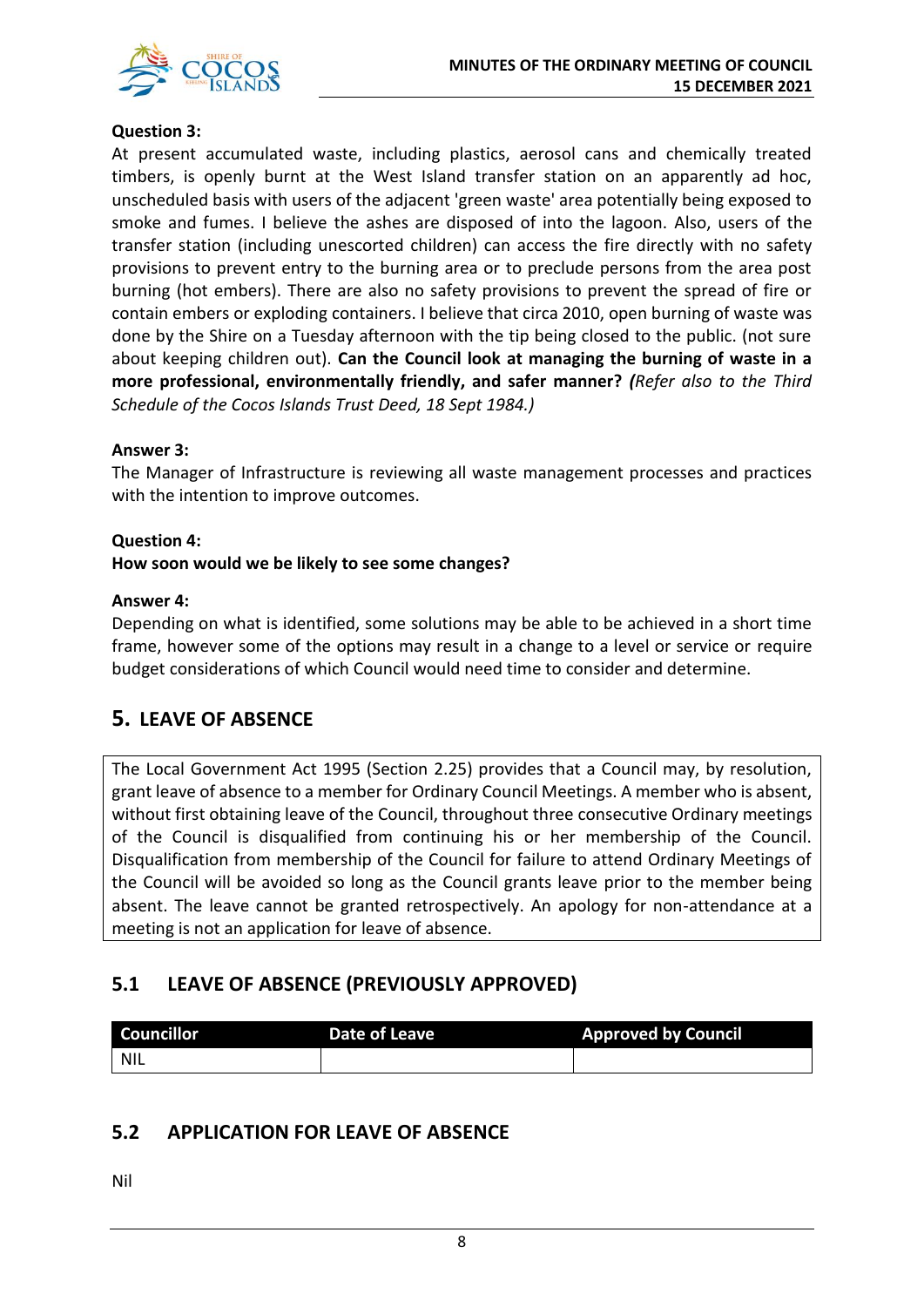**Question 3:**

At present accumulated waste, including plastics, aerosol cans and chemically treated timbers, is openly burnt at the West Island transfer station on an apparently ad hoc, unscheduled basis with users of the adjacent 'green waste' area potentially being exposed to smoke and fumes. I believe the ashes are disposed of into the lagoon. Also, users of the transfer station (including unescorted children) can access the fire directly with no safety provisions to prevent entry to the burning area or to preclude persons from the area post burning (hot embers). There are also no safety provisions to prevent the spread of fire or contain embers or exploding containers. I believe that circa 2010, open burning of waste was done by the Shire on a Tuesday afternoon with the tip being closed to the public. (not sure about keeping children out). **Can the Council look at managing the burning of waste in a more professional, environmentally friendly, and safer manner?** ***(****Refer also to the Third Schedule of the Cocos Islands Trust Deed, 18 Sept 1984.)*

**Answer 3:**

The Manager of Infrastructure is reviewing all waste management processes and practices with the intention to improve outcomes.

**Question 4:**

**How soon would we be likely to see some changes?**

**Answer 4:**

Depending on what is identified, some solutions may be able to be achieved in a short time frame, however some of the options may result in a change to a level or service or require budget considerations of which Council would need time to consider and determine.

## 5. LEAVE OF ABSENCE

The Local Government Act 1995 (Section 2.25) provides that a Council may, by resolution, grant leave of absence to a member for Ordinary Council Meetings. A member who is absent, without first obtaining leave of the Council, throughout three consecutive Ordinary meetings of the Council is disqualified from continuing his or her membership of the Council. Disqualification from membership of the Council for failure to attend Ordinary Meetings of the Council will be avoided so long as the Council grants leave prior to the member being absent. The leave cannot be granted retrospectively. An apology for non-attendance at a meeting is not an application for leave of absence.

### 5.1 LEAVE OF ABSENCE (PREVIOUSLY APPROVED)

| Councillor | Date of Leave | Approved by Council |
|---|---|---|
| NIL | | |

### 5.2 APPLICATION FOR LEAVE OF ABSENCE

Nil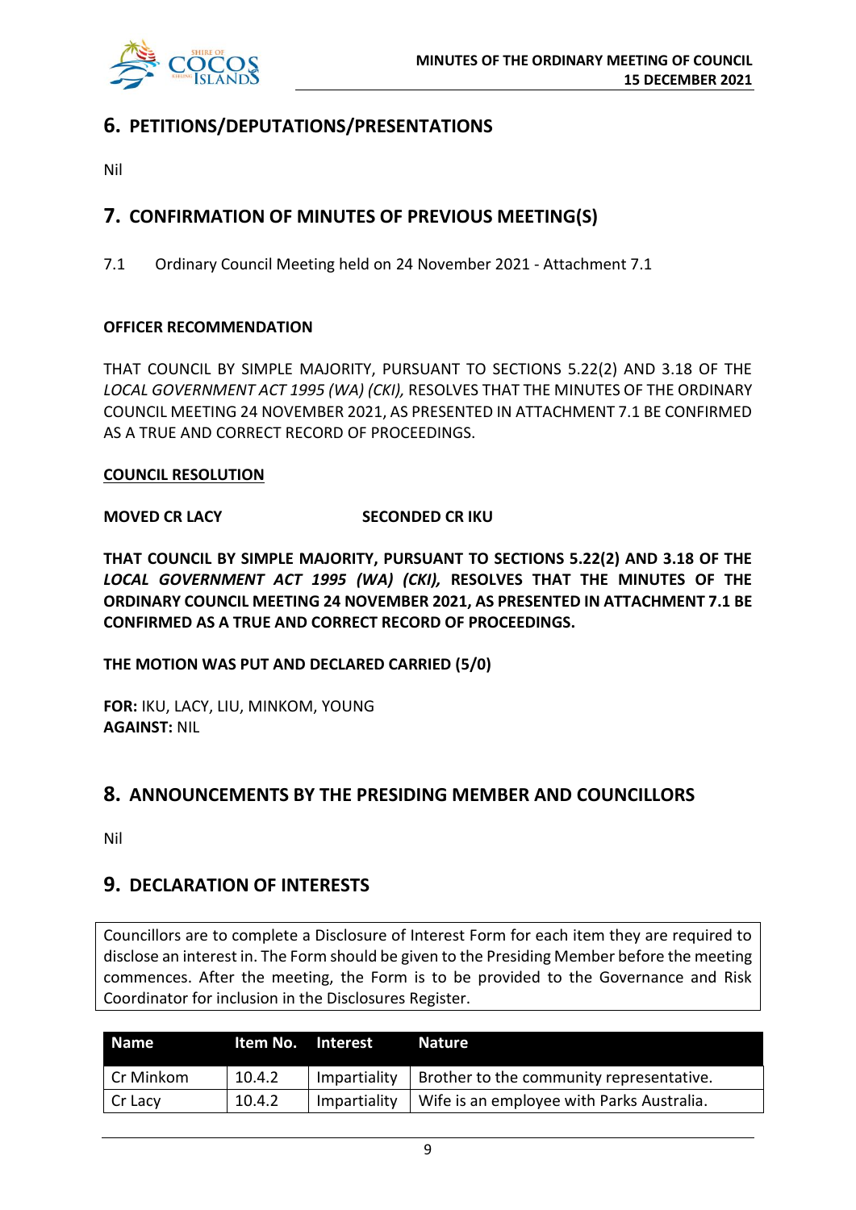## 6. PETITIONS/DEPUTATIONS/PRESENTATIONS

Nil

## 7. CONFIRMATION OF MINUTES OF PREVIOUS MEETING(S)

7.1 Ordinary Council Meeting held on 24 November 2021 - Attachment 7.1

**OFFICER RECOMMENDATION**

THAT COUNCIL BY SIMPLE MAJORITY, PURSUANT TO SECTIONS 5.22(2) AND 3.18 OF THE *LOCAL GOVERNMENT ACT 1995 (WA) (CKI),* RESOLVES THAT THE MINUTES OF THE ORDINARY COUNCIL MEETING 24 NOVEMBER 2021, AS PRESENTED IN ATTACHMENT 7.1 BE CONFIRMED AS A TRUE AND CORRECT RECORD OF PROCEEDINGS.

**COUNCIL RESOLUTION**

**MOVED CR LACY** **SECONDED CR IKU**

**THAT COUNCIL BY SIMPLE MAJORITY, PURSUANT TO SECTIONS 5.22(2) AND 3.18 OF THE *LOCAL GOVERNMENT ACT 1995 (WA) (CKI),* RESOLVES THAT THE MINUTES OF THE ORDINARY COUNCIL MEETING 24 NOVEMBER 2021, AS PRESENTED IN ATTACHMENT 7.1 BE CONFIRMED AS A TRUE AND CORRECT RECORD OF PROCEEDINGS.**

**THE MOTION WAS PUT AND DECLARED CARRIED (5/0)**

**FOR:** IKU, LACY, LIU, MINKOM, YOUNG
**AGAINST:** NIL

## 8. ANNOUNCEMENTS BY THE PRESIDING MEMBER AND COUNCILLORS

Nil

## 9. DECLARATION OF INTERESTS

Councillors are to complete a Disclosure of Interest Form for each item they are required to disclose an interest in. The Form should be given to the Presiding Member before the meeting commences. After the meeting, the Form is to be provided to the Governance and Risk Coordinator for inclusion in the Disclosures Register.

| Name | Item No. | Interest | Nature |
|---|---|---|---|
| Cr Minkom | 10.4.2 | Impartiality | Brother to the community representative. |
| Cr Lacy | 10.4.2 | Impartiality | Wife is an employee with Parks Australia. |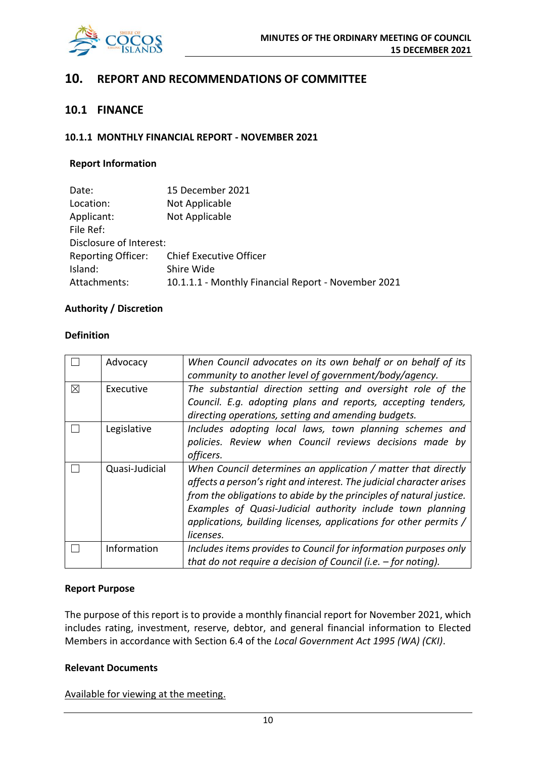# 10. REPORT AND RECOMMENDATIONS OF COMMITTEE

## 10.1 FINANCE

### 10.1.1 MONTHLY FINANCIAL REPORT - NOVEMBER 2021

**Report Information**

| | |
|---|---|
| Date: | 15 December 2021 |
| Location: | Not Applicable |
| Applicant: | Not Applicable |
| File Ref: | |
| Disclosure of Interest: | |
| Reporting Officer: | Chief Executive Officer |
| Island: | Shire Wide |
| Attachments: | 10.1.1.1 - Monthly Financial Report - November 2021 |

**Authority / Discretion**

**Definition**

| | | |
|---|---|---|
| ☐ | Advocacy | *When Council advocates on its own behalf or on behalf of its community to another level of government/body/agency.* |
| ☒ | Executive | *The substantial direction setting and oversight role of the Council. E.g. adopting plans and reports, accepting tenders, directing operations, setting and amending budgets.* |
| ☐ | Legislative | *Includes adopting local laws, town planning schemes and policies. Review when Council reviews decisions made by officers.* |
| ☐ | Quasi-Judicial | *When Council determines an application / matter that directly affects a person's right and interest. The judicial character arises from the obligations to abide by the principles of natural justice. Examples of Quasi-Judicial authority include town planning applications, building licenses, applications for other permits / licenses.* |
| ☐ | Information | *Includes items provides to Council for information purposes only that do not require a decision of Council (i.e. – for noting).* |

**Report Purpose**

The purpose of this report is to provide a monthly financial report for November 2021, which includes rating, investment, reserve, debtor, and general financial information to Elected Members in accordance with Section 6.4 of the *Local Government Act 1995 (WA) (CKI)*.

**Relevant Documents**

Available for viewing at the meeting.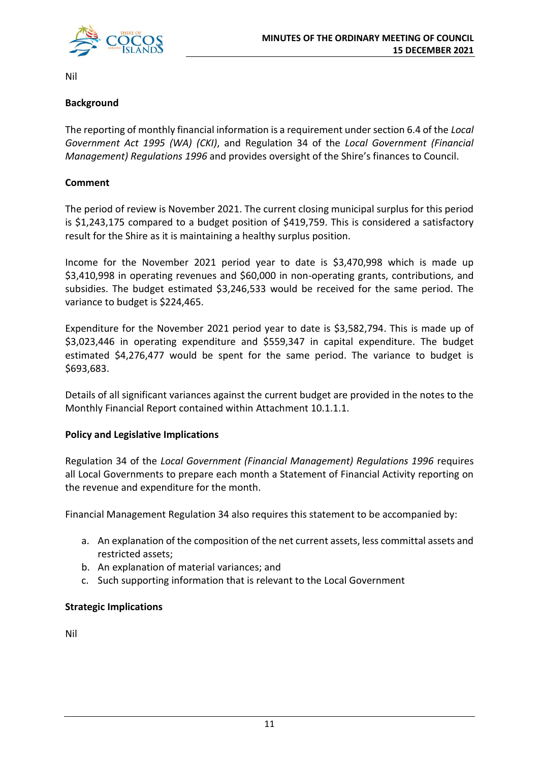Nil

**Background**

The reporting of monthly financial information is a requirement under section 6.4 of the *Local Government Act 1995 (WA) (CKI)*, and Regulation 34 of the *Local Government (Financial Management) Regulations 1996* and provides oversight of the Shire's finances to Council.

**Comment**

The period of review is November 2021. The current closing municipal surplus for this period is $1,243,175 compared to a budget position of $419,759. This is considered a satisfactory result for the Shire as it is maintaining a healthy surplus position.

Income for the November 2021 period year to date is $3,470,998 which is made up $3,410,998 in operating revenues and $60,000 in non-operating grants, contributions, and subsidies. The budget estimated $3,246,533 would be received for the same period. The variance to budget is $224,465.

Expenditure for the November 2021 period year to date is $3,582,794. This is made up of $3,023,446 in operating expenditure and $559,347 in capital expenditure. The budget estimated $4,276,477 would be spent for the same period. The variance to budget is $693,683.

Details of all significant variances against the current budget are provided in the notes to the Monthly Financial Report contained within Attachment 10.1.1.1.

**Policy and Legislative Implications**

Regulation 34 of the *Local Government (Financial Management) Regulations 1996* requires all Local Governments to prepare each month a Statement of Financial Activity reporting on the revenue and expenditure for the month.

Financial Management Regulation 34 also requires this statement to be accompanied by:

a. An explanation of the composition of the net current assets, less committal assets and restricted assets;
b. An explanation of material variances; and
c. Such supporting information that is relevant to the Local Government

**Strategic Implications**

Nil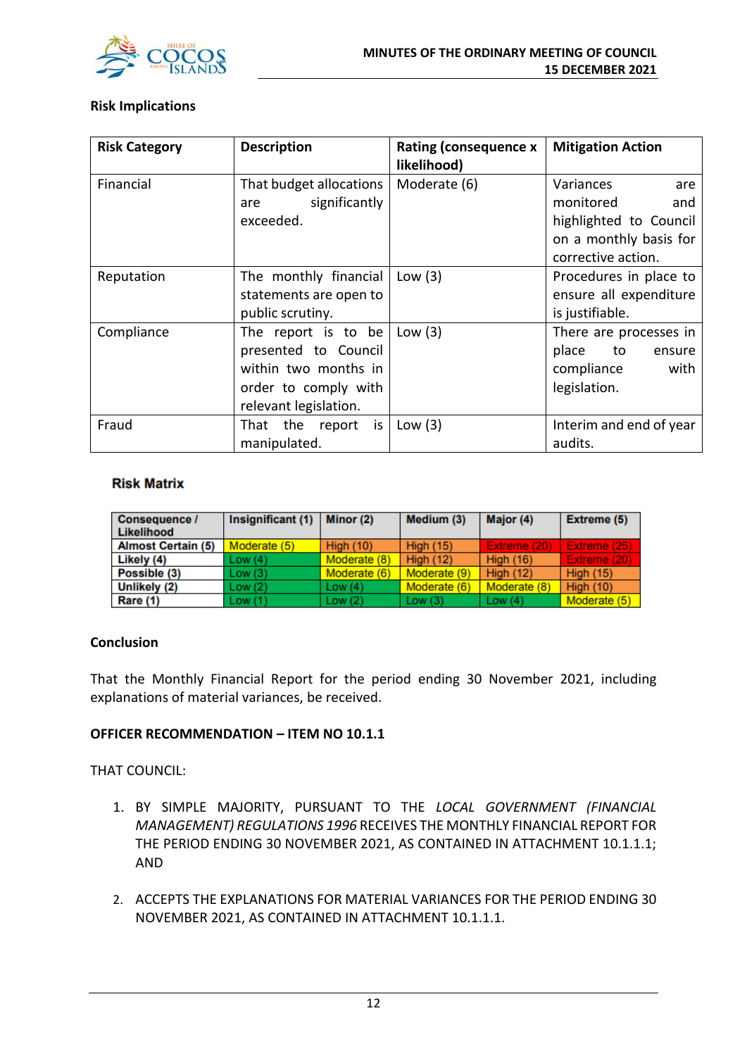### Risk Implications

| Risk Category | Description | Rating (consequence x likelihood) | Mitigation Action |
|---|---|---|---|
| Financial | That budget allocations are significantly exceeded. | Moderate (6) | Variances are monitored and highlighted to Council on a monthly basis for corrective action. |
| Reputation | The monthly financial statements are open to public scrutiny. | Low (3) | Procedures in place to ensure all expenditure is justifiable. |
| Compliance | The report is to be presented to Council within two months in order to comply with relevant legislation. | Low (3) | There are processes in place to ensure compliance with legislation. |
| Fraud | That the report is manipulated. | Low (3) | Interim and end of year audits. |

**Risk Matrix**

| Consequence / Likelihood | Insignificant (1) | Minor (2) | Medium (3) | Major (4) | Extreme (5) |
|---|---|---|---|---|---|
| Almost Certain (5) | Moderate (5) | High (10) | High (15) | Extreme (20) | Extreme (25) |
| Likely (4) | Low (4) | Moderate (8) | High (12) | High (16) | Extreme (20) |
| Possible (3) | Low (3) | Moderate (6) | Moderate (9) | High (12) | High (15) |
| Unlikely (2) | Low (2) | Low (4) | Moderate (6) | Moderate (8) | High (10) |
| Rare (1) | Low (1) | Low (2) | Low (3) | Low (4) | Moderate (5) |

### Conclusion

That the Monthly Financial Report for the period ending 30 November 2021, including explanations of material variances, be received.

**OFFICER RECOMMENDATION – ITEM NO 10.1.1**

THAT COUNCIL:

1. BY SIMPLE MAJORITY, PURSUANT TO THE *LOCAL GOVERNMENT (FINANCIAL MANAGEMENT) REGULATIONS 1996* RECEIVES THE MONTHLY FINANCIAL REPORT FOR THE PERIOD ENDING 30 NOVEMBER 2021, AS CONTAINED IN ATTACHMENT 10.1.1.1; AND

2. ACCEPTS THE EXPLANATIONS FOR MATERIAL VARIANCES FOR THE PERIOD ENDING 30 NOVEMBER 2021, AS CONTAINED IN ATTACHMENT 10.1.1.1.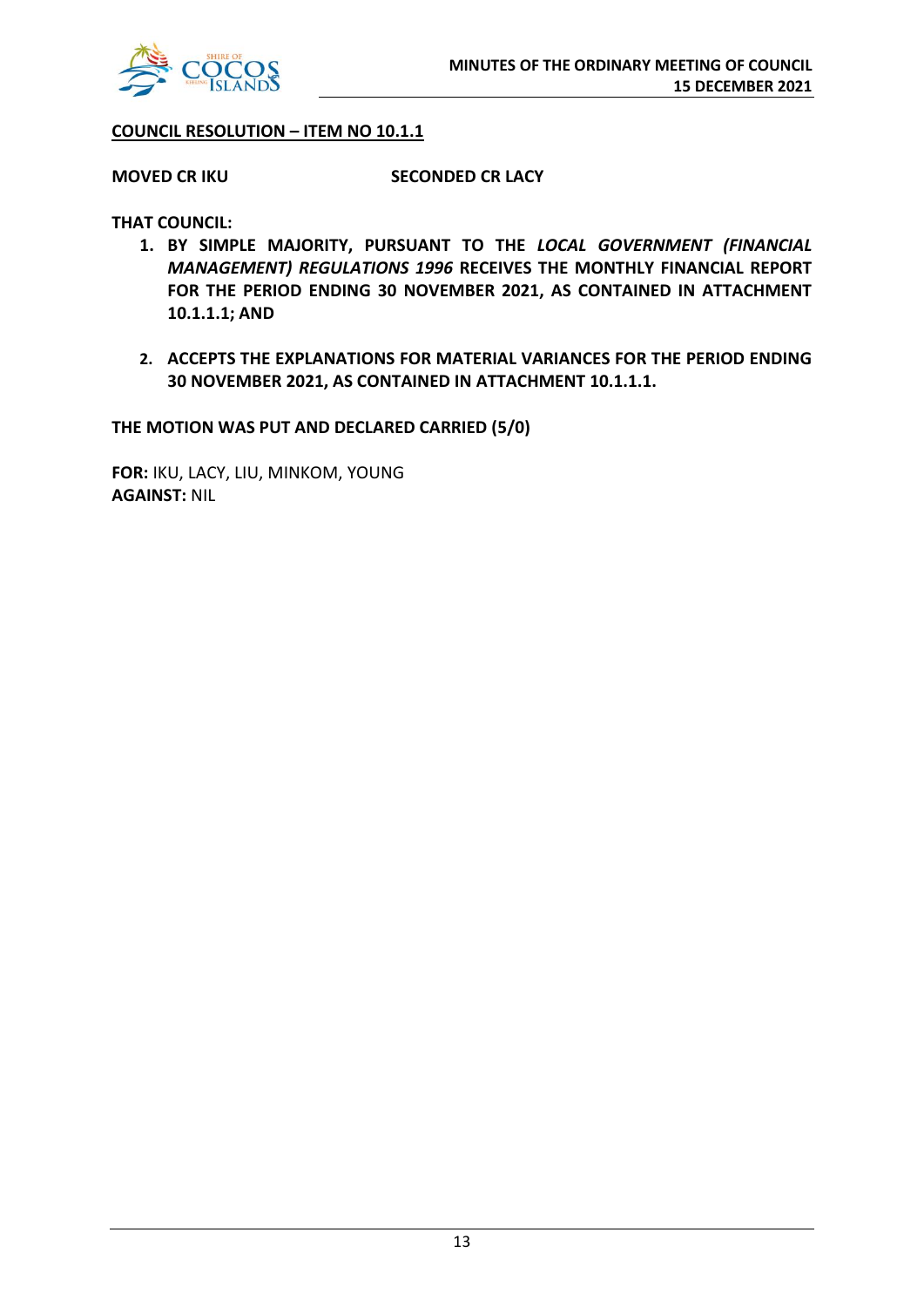**COUNCIL RESOLUTION – ITEM NO 10.1.1**

**MOVED CR IKU** **SECONDED CR LACY**

**THAT COUNCIL:**

1. **BY SIMPLE MAJORITY, PURSUANT TO THE *LOCAL GOVERNMENT (FINANCIAL MANAGEMENT) REGULATIONS 1996* RECEIVES THE MONTHLY FINANCIAL REPORT FOR THE PERIOD ENDING 30 NOVEMBER 2021, AS CONTAINED IN ATTACHMENT 10.1.1.1; AND**

2. **ACCEPTS THE EXPLANATIONS FOR MATERIAL VARIANCES FOR THE PERIOD ENDING 30 NOVEMBER 2021, AS CONTAINED IN ATTACHMENT 10.1.1.1.**

**THE MOTION WAS PUT AND DECLARED CARRIED (5/0)**

**FOR:** IKU, LACY, LIU, MINKOM, YOUNG
**AGAINST:** NIL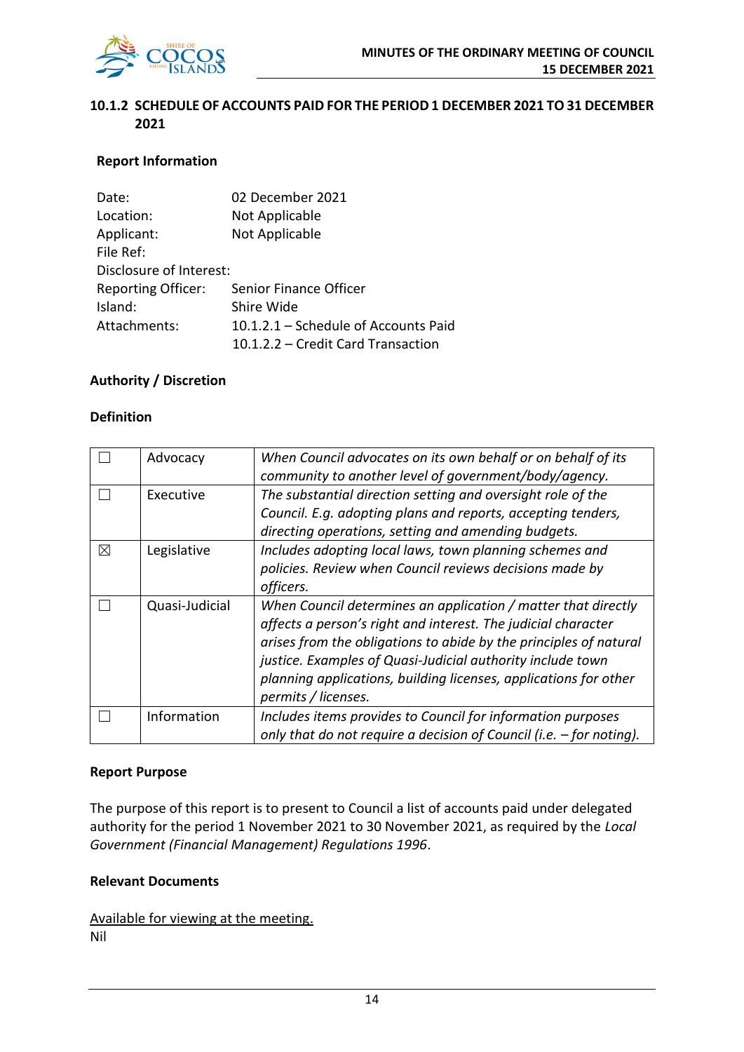### 10.1.2 SCHEDULE OF ACCOUNTS PAID FOR THE PERIOD 1 DECEMBER 2021 TO 31 DECEMBER 2021

**Report Information**

Date: 02 December 2021
Location: Not Applicable
Applicant: Not Applicable
File Ref:
Disclosure of Interest:
Reporting Officer: Senior Finance Officer
Island: Shire Wide
Attachments: 10.1.2.1 – Schedule of Accounts Paid
10.1.2.2 – Credit Card Transaction

**Authority / Discretion**

**Definition**

| | | |
|---|---|---|
| ☐ | Advocacy | *When Council advocates on its own behalf or on behalf of its community to another level of government/body/agency.* |
| ☐ | Executive | *The substantial direction setting and oversight role of the Council. E.g. adopting plans and reports, accepting tenders, directing operations, setting and amending budgets.* |
| ☒ | Legislative | *Includes adopting local laws, town planning schemes and policies. Review when Council reviews decisions made by officers.* |
| ☐ | Quasi-Judicial | *When Council determines an application / matter that directly affects a person's right and interest. The judicial character arises from the obligations to abide by the principles of natural justice. Examples of Quasi-Judicial authority include town planning applications, building licenses, applications for other permits / licenses.* |
| ☐ | Information | *Includes items provides to Council for information purposes only that do not require a decision of Council (i.e. – for noting).* |

**Report Purpose**

The purpose of this report is to present to Council a list of accounts paid under delegated authority for the period 1 November 2021 to 30 November 2021, as required by the *Local Government (Financial Management) Regulations 1996*.

**Relevant Documents**

Available for viewing at the meeting.
Nil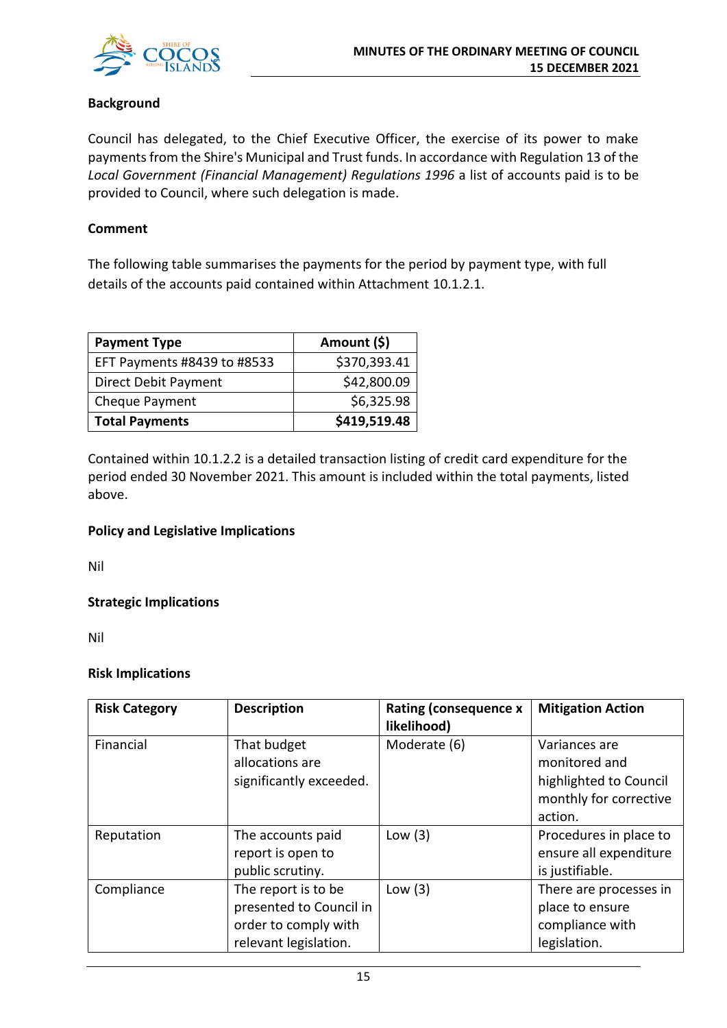**Background**

Council has delegated, to the Chief Executive Officer, the exercise of its power to make payments from the Shire's Municipal and Trust funds. In accordance with Regulation 13 of the *Local Government (Financial Management) Regulations 1996* a list of accounts paid is to be provided to Council, where such delegation is made.

**Comment**

The following table summarises the payments for the period by payment type, with full details of the accounts paid contained within Attachment 10.1.2.1.

| Payment Type | Amount ($) |
|---|---:|
| EFT Payments #8439 to #8533 | $370,393.41 |
| Direct Debit Payment | $42,800.09 |
| Cheque Payment | $6,325.98 |
| **Total Payments** | **$419,519.48** |

Contained within 10.1.2.2 is a detailed transaction listing of credit card expenditure for the period ended 30 November 2021. This amount is included within the total payments, listed above.

**Policy and Legislative Implications**

Nil

**Strategic Implications**

Nil

**Risk Implications**

| Risk Category | Description | Rating (consequence x likelihood) | Mitigation Action |
|---|---|---|---|
| Financial | That budget allocations are significantly exceeded. | Moderate (6) | Variances are monitored and highlighted to Council monthly for corrective action. |
| Reputation | The accounts paid report is open to public scrutiny. | Low (3) | Procedures in place to ensure all expenditure is justifiable. |
| Compliance | The report is to be presented to Council in order to comply with relevant legislation. | Low (3) | There are processes in place to ensure compliance with legislation. |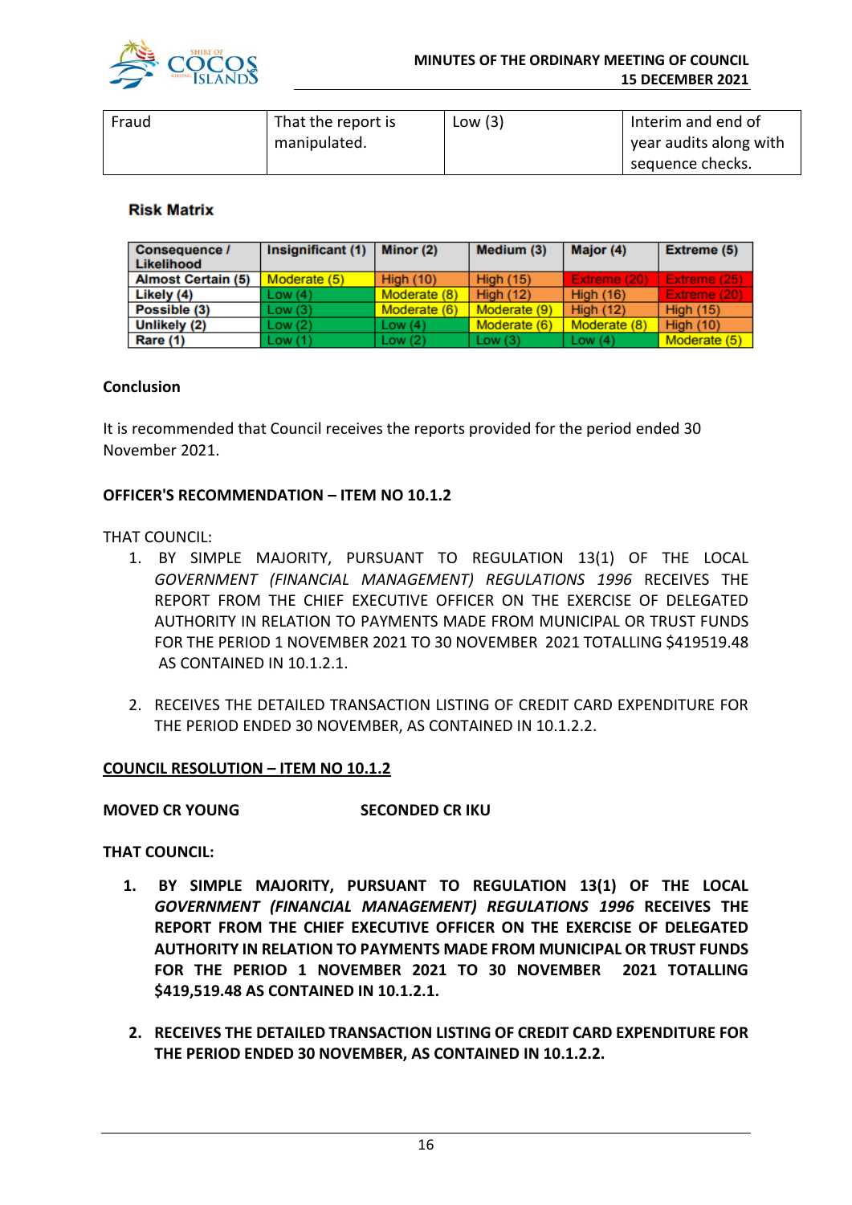| Fraud | That the report is manipulated. | Low (3) | Interim and end of year audits along with sequence checks. |
|---|---|---|---|

**Risk Matrix**

| Consequence / Likelihood | Insignificant (1) | Minor (2) | Medium (3) | Major (4) | Extreme (5) |
|---|---|---|---|---|---|
| Almost Certain (5) | Moderate (5) | High (10) | High (15) | Extreme (20) | Extreme (25) |
| Likely (4) | Low (4) | Moderate (8) | High (12) | High (16) | Extreme (20) |
| Possible (3) | Low (3) | Moderate (6) | Moderate (9) | High (12) | High (15) |
| Unlikely (2) | Low (2) | Low (4) | Moderate (6) | Moderate (8) | High (10) |
| Rare (1) | Low (1) | Low (2) | Low (3) | Low (4) | Moderate (5) |

**Conclusion**

It is recommended that Council receives the reports provided for the period ended 30 November 2021.

**OFFICER'S RECOMMENDATION – ITEM NO 10.1.2**

THAT COUNCIL:

1. BY SIMPLE MAJORITY, PURSUANT TO REGULATION 13(1) OF THE LOCAL *GOVERNMENT (FINANCIAL MANAGEMENT) REGULATIONS 1996* RECEIVES THE REPORT FROM THE CHIEF EXECUTIVE OFFICER ON THE EXERCISE OF DELEGATED AUTHORITY IN RELATION TO PAYMENTS MADE FROM MUNICIPAL OR TRUST FUNDS FOR THE PERIOD 1 NOVEMBER 2021 TO 30 NOVEMBER 2021 TOTALLING $419519.48 AS CONTAINED IN 10.1.2.1.

2. RECEIVES THE DETAILED TRANSACTION LISTING OF CREDIT CARD EXPENDITURE FOR THE PERIOD ENDED 30 NOVEMBER, AS CONTAINED IN 10.1.2.2.

**COUNCIL RESOLUTION – ITEM NO 10.1.2**

**MOVED CR YOUNG** **SECONDED CR IKU**

**THAT COUNCIL:**

1. **BY SIMPLE MAJORITY, PURSUANT TO REGULATION 13(1) OF THE LOCAL *GOVERNMENT (FINANCIAL MANAGEMENT) REGULATIONS 1996* RECEIVES THE REPORT FROM THE CHIEF EXECUTIVE OFFICER ON THE EXERCISE OF DELEGATED AUTHORITY IN RELATION TO PAYMENTS MADE FROM MUNICIPAL OR TRUST FUNDS FOR THE PERIOD 1 NOVEMBER 2021 TO 30 NOVEMBER 2021 TOTALLING $419,519.48 AS CONTAINED IN 10.1.2.1.**

2. **RECEIVES THE DETAILED TRANSACTION LISTING OF CREDIT CARD EXPENDITURE FOR THE PERIOD ENDED 30 NOVEMBER, AS CONTAINED IN 10.1.2.2.**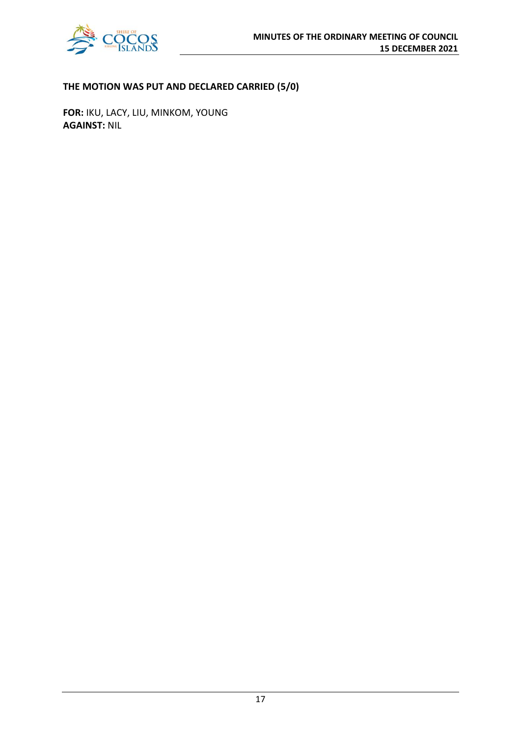**THE MOTION WAS PUT AND DECLARED CARRIED (5/0)**

**FOR:** IKU, LACY, LIU, MINKOM, YOUNG
**AGAINST:** NIL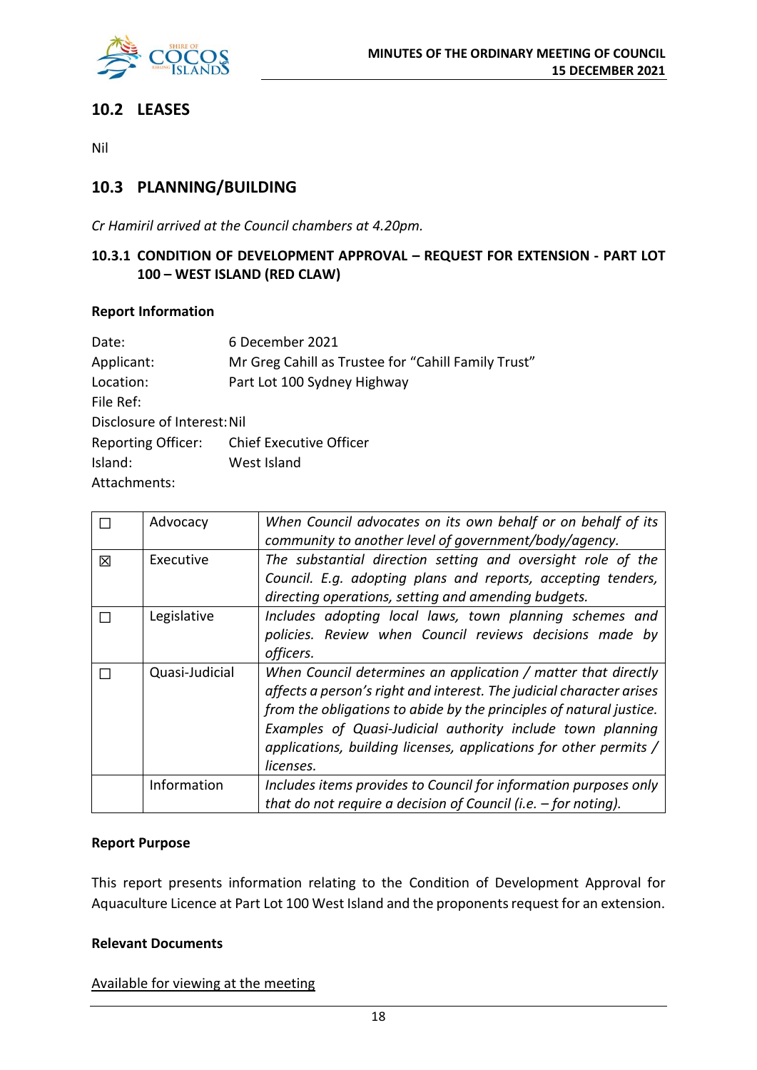## 10.2 LEASES

Nil

## 10.3 PLANNING/BUILDING

*Cr Hamiril arrived at the Council chambers at 4.20pm.*

### 10.3.1 CONDITION OF DEVELOPMENT APPROVAL – REQUEST FOR EXTENSION - PART LOT 100 – WEST ISLAND (RED CLAW)

**Report Information**

Date: 6 December 2021
Applicant: Mr Greg Cahill as Trustee for "Cahill Family Trust"
Location: Part Lot 100 Sydney Highway
File Ref:
Disclosure of Interest: Nil
Reporting Officer: Chief Executive Officer
Island: West Island
Attachments:

| | | |
|---|---|---|
| ☐ | Advocacy | *When Council advocates on its own behalf or on behalf of its community to another level of government/body/agency.* |
| ☒ | Executive | *The substantial direction setting and oversight role of the Council. E.g. adopting plans and reports, accepting tenders, directing operations, setting and amending budgets.* |
| ☐ | Legislative | *Includes adopting local laws, town planning schemes and policies. Review when Council reviews decisions made by officers.* |
| ☐ | Quasi-Judicial | *When Council determines an application / matter that directly affects a person's right and interest. The judicial character arises from the obligations to abide by the principles of natural justice. Examples of Quasi-Judicial authority include town planning applications, building licenses, applications for other permits / licenses.* |
| | Information | *Includes items provides to Council for information purposes only that do not require a decision of Council (i.e. – for noting).* |

**Report Purpose**

This report presents information relating to the Condition of Development Approval for Aquaculture Licence at Part Lot 100 West Island and the proponents request for an extension.

**Relevant Documents**

Available for viewing at the meeting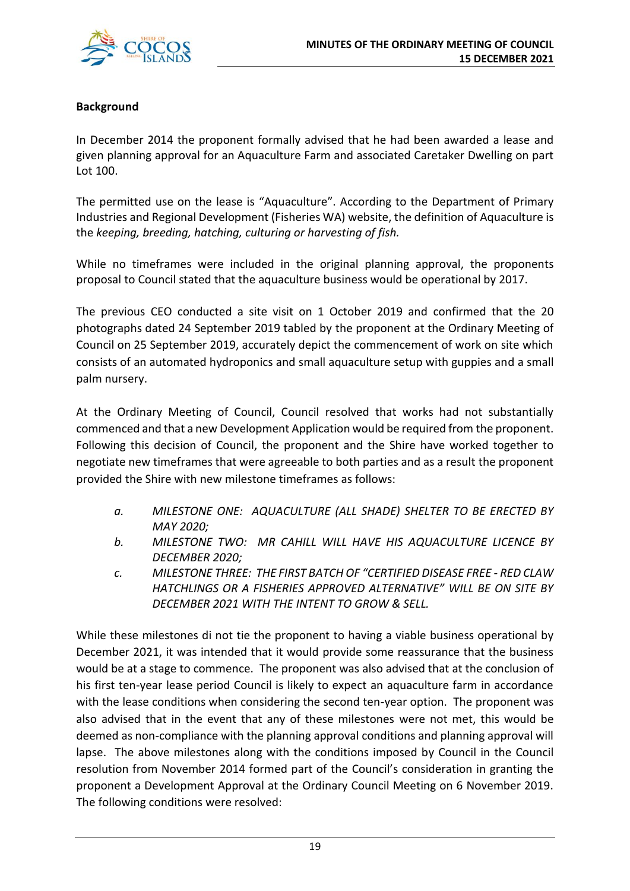**Background**

In December 2014 the proponent formally advised that he had been awarded a lease and given planning approval for an Aquaculture Farm and associated Caretaker Dwelling on part Lot 100.

The permitted use on the lease is "Aquaculture". According to the Department of Primary Industries and Regional Development (Fisheries WA) website, the definition of Aquaculture is the *keeping, breeding, hatching, culturing or harvesting of fish.*

While no timeframes were included in the original planning approval, the proponents proposal to Council stated that the aquaculture business would be operational by 2017.

The previous CEO conducted a site visit on 1 October 2019 and confirmed that the 20 photographs dated 24 September 2019 tabled by the proponent at the Ordinary Meeting of Council on 25 September 2019, accurately depict the commencement of work on site which consists of an automated hydroponics and small aquaculture setup with guppies and a small palm nursery.

At the Ordinary Meeting of Council, Council resolved that works had not substantially commenced and that a new Development Application would be required from the proponent. Following this decision of Council, the proponent and the Shire have worked together to negotiate new timeframes that were agreeable to both parties and as a result the proponent provided the Shire with new milestone timeframes as follows:

a. *MILESTONE ONE: AQUACULTURE (ALL SHADE) SHELTER TO BE ERECTED BY MAY 2020;*
b. *MILESTONE TWO: MR CAHILL WILL HAVE HIS AQUACULTURE LICENCE BY DECEMBER 2020;*
c. *MILESTONE THREE: THE FIRST BATCH OF "CERTIFIED DISEASE FREE - RED CLAW HATCHLINGS OR A FISHERIES APPROVED ALTERNATIVE" WILL BE ON SITE BY DECEMBER 2021 WITH THE INTENT TO GROW & SELL.*

While these milestones di not tie the proponent to having a viable business operational by December 2021, it was intended that it would provide some reassurance that the business would be at a stage to commence. The proponent was also advised that at the conclusion of his first ten-year lease period Council is likely to expect an aquaculture farm in accordance with the lease conditions when considering the second ten-year option. The proponent was also advised that in the event that any of these milestones were not met, this would be deemed as non-compliance with the planning approval conditions and planning approval will lapse. The above milestones along with the conditions imposed by Council in the Council resolution from November 2014 formed part of the Council's consideration in granting the proponent a Development Approval at the Ordinary Council Meeting on 6 November 2019. The following conditions were resolved: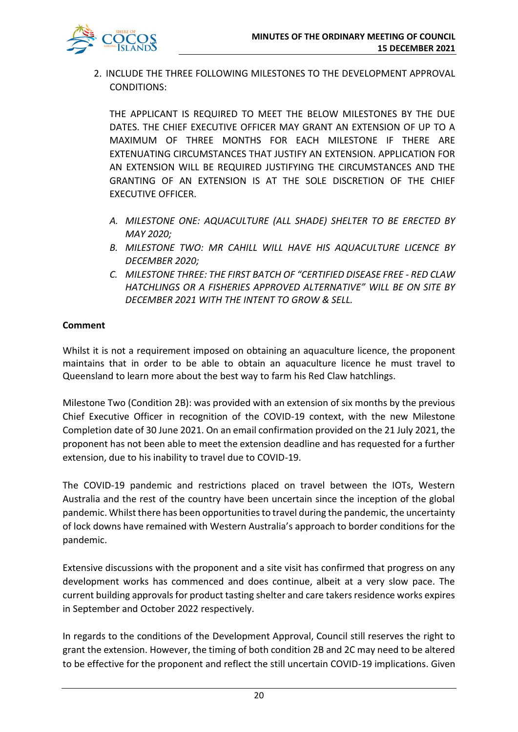2. INCLUDE THE THREE FOLLOWING MILESTONES TO THE DEVELOPMENT APPROVAL CONDITIONS:

   THE APPLICANT IS REQUIRED TO MEET THE BELOW MILESTONES BY THE DUE DATES. THE CHIEF EXECUTIVE OFFICER MAY GRANT AN EXTENSION OF UP TO A MAXIMUM OF THREE MONTHS FOR EACH MILESTONE IF THERE ARE EXTENUATING CIRCUMSTANCES THAT JUSTIFY AN EXTENSION. APPLICATION FOR AN EXTENSION WILL BE REQUIRED JUSTIFYING THE CIRCUMSTANCES AND THE GRANTING OF AN EXTENSION IS AT THE SOLE DISCRETION OF THE CHIEF EXECUTIVE OFFICER.

   A. *MILESTONE ONE: AQUACULTURE (ALL SHADE) SHELTER TO BE ERECTED BY MAY 2020;*
   B. *MILESTONE TWO: MR CAHILL WILL HAVE HIS AQUACULTURE LICENCE BY DECEMBER 2020;*
   C. *MILESTONE THREE: THE FIRST BATCH OF "CERTIFIED DISEASE FREE - RED CLAW HATCHLINGS OR A FISHERIES APPROVED ALTERNATIVE" WILL BE ON SITE BY DECEMBER 2021 WITH THE INTENT TO GROW & SELL.*

**Comment**

Whilst it is not a requirement imposed on obtaining an aquaculture licence, the proponent maintains that in order to be able to obtain an aquaculture licence he must travel to Queensland to learn more about the best way to farm his Red Claw hatchlings.

Milestone Two (Condition 2B): was provided with an extension of six months by the previous Chief Executive Officer in recognition of the COVID-19 context, with the new Milestone Completion date of 30 June 2021. On an email confirmation provided on the 21 July 2021, the proponent has not been able to meet the extension deadline and has requested for a further extension, due to his inability to travel due to COVID-19.

The COVID-19 pandemic and restrictions placed on travel between the IOTs, Western Australia and the rest of the country have been uncertain since the inception of the global pandemic. Whilst there has been opportunities to travel during the pandemic, the uncertainty of lock downs have remained with Western Australia's approach to border conditions for the pandemic.

Extensive discussions with the proponent and a site visit has confirmed that progress on any development works has commenced and does continue, albeit at a very slow pace. The current building approvals for product tasting shelter and care takers residence works expires in September and October 2022 respectively.

In regards to the conditions of the Development Approval, Council still reserves the right to grant the extension. However, the timing of both condition 2B and 2C may need to be altered to be effective for the proponent and reflect the still uncertain COVID-19 implications. Given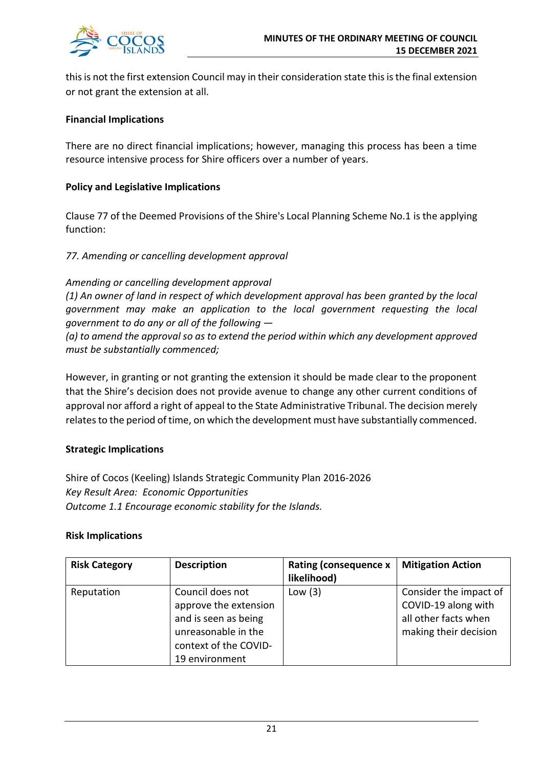this is not the first extension Council may in their consideration state this is the final extension or not grant the extension at all.

**Financial Implications**

There are no direct financial implications; however, managing this process has been a time resource intensive process for Shire officers over a number of years.

**Policy and Legislative Implications**

Clause 77 of the Deemed Provisions of the Shire's Local Planning Scheme No.1 is the applying function:

*77. Amending or cancelling development approval*

*Amending or cancelling development approval*
*(1) An owner of land in respect of which development approval has been granted by the local government may make an application to the local government requesting the local government to do any or all of the following —*
*(a) to amend the approval so as to extend the period within which any development approved must be substantially commenced;*

However, in granting or not granting the extension it should be made clear to the proponent that the Shire's decision does not provide avenue to change any other current conditions of approval nor afford a right of appeal to the State Administrative Tribunal. The decision merely relates to the period of time, on which the development must have substantially commenced.

**Strategic Implications**

Shire of Cocos (Keeling) Islands Strategic Community Plan 2016-2026
*Key Result Area: Economic Opportunities*
*Outcome 1.1 Encourage economic stability for the Islands.*

**Risk Implications**

| Risk Category | Description | Rating (consequence x likelihood) | Mitigation Action |
|---|---|---|---|
| Reputation | Council does not approve the extension and is seen as being unreasonable in the context of the COVID-19 environment | Low (3) | Consider the impact of COVID-19 along with all other facts when making their decision |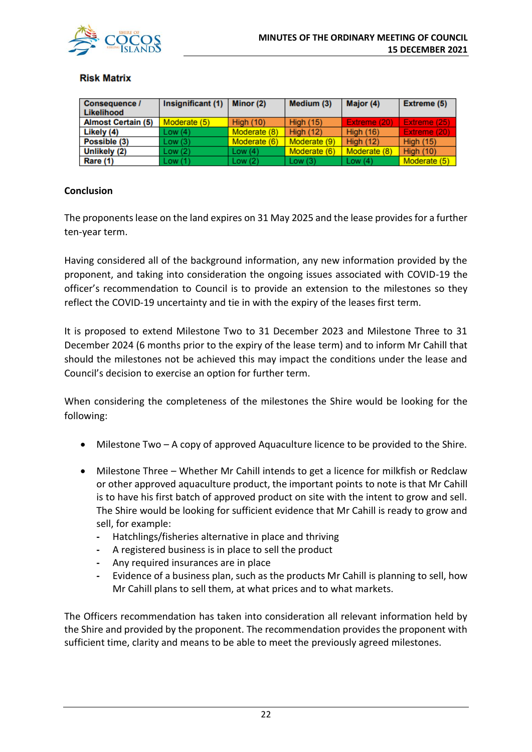### Risk Matrix

| Consequence / Likelihood | Insignificant (1) | Minor (2) | Medium (3) | Major (4) | Extreme (5) |
|---|---|---|---|---|---|
| Almost Certain (5) | Moderate (5) | High (10) | High (15) | Extreme (20) | Extreme (25) |
| Likely (4) | Low (4) | Moderate (8) | High (12) | High (16) | Extreme (20) |
| Possible (3) | Low (3) | Moderate (6) | Moderate (9) | High (12) | High (15) |
| Unlikely (2) | Low (2) | Low (4) | Moderate (6) | Moderate (8) | High (10) |
| Rare (1) | Low (1) | Low (2) | Low (3) | Low (4) | Moderate (5) |

**Conclusion**

The proponents lease on the land expires on 31 May 2025 and the lease provides for a further ten-year term.

Having considered all of the background information, any new information provided by the proponent, and taking into consideration the ongoing issues associated with COVID-19 the officer's recommendation to Council is to provide an extension to the milestones so they reflect the COVID-19 uncertainty and tie in with the expiry of the leases first term.

It is proposed to extend Milestone Two to 31 December 2023 and Milestone Three to 31 December 2024 (6 months prior to the expiry of the lease term) and to inform Mr Cahill that should the milestones not be achieved this may impact the conditions under the lease and Council's decision to exercise an option for further term.

When considering the completeness of the milestones the Shire would be looking for the following:

- Milestone Two – A copy of approved Aquaculture licence to be provided to the Shire.

- Milestone Three – Whether Mr Cahill intends to get a licence for milkfish or Redclaw or other approved aquaculture product, the important points to note is that Mr Cahill is to have his first batch of approved product on site with the intent to grow and sell. The Shire would be looking for sufficient evidence that Mr Cahill is ready to grow and sell, for example:
  - Hatchlings/fisheries alternative in place and thriving
  - A registered business is in place to sell the product
  - Any required insurances are in place
  - Evidence of a business plan, such as the products Mr Cahill is planning to sell, how Mr Cahill plans to sell them, at what prices and to what markets.

The Officers recommendation has taken into consideration all relevant information held by the Shire and provided by the proponent. The recommendation provides the proponent with sufficient time, clarity and means to be able to meet the previously agreed milestones.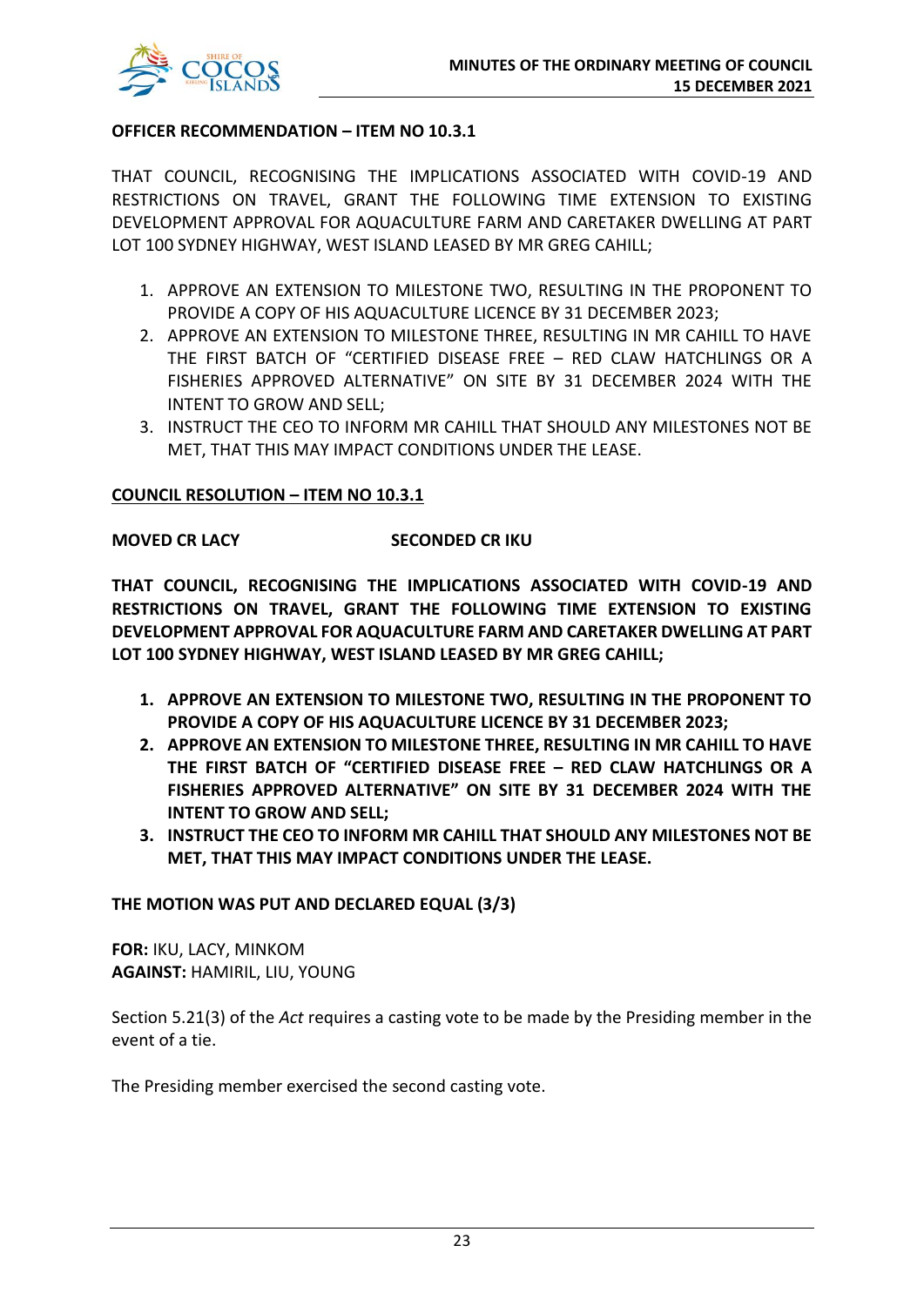**OFFICER RECOMMENDATION – ITEM NO 10.3.1**

THAT COUNCIL, RECOGNISING THE IMPLICATIONS ASSOCIATED WITH COVID-19 AND RESTRICTIONS ON TRAVEL, GRANT THE FOLLOWING TIME EXTENSION TO EXISTING DEVELOPMENT APPROVAL FOR AQUACULTURE FARM AND CARETAKER DWELLING AT PART LOT 100 SYDNEY HIGHWAY, WEST ISLAND LEASED BY MR GREG CAHILL;

1. APPROVE AN EXTENSION TO MILESTONE TWO, RESULTING IN THE PROPONENT TO PROVIDE A COPY OF HIS AQUACULTURE LICENCE BY 31 DECEMBER 2023;
2. APPROVE AN EXTENSION TO MILESTONE THREE, RESULTING IN MR CAHILL TO HAVE THE FIRST BATCH OF "CERTIFIED DISEASE FREE – RED CLAW HATCHLINGS OR A FISHERIES APPROVED ALTERNATIVE" ON SITE BY 31 DECEMBER 2024 WITH THE INTENT TO GROW AND SELL;
3. INSTRUCT THE CEO TO INFORM MR CAHILL THAT SHOULD ANY MILESTONES NOT BE MET, THAT THIS MAY IMPACT CONDITIONS UNDER THE LEASE.

**COUNCIL RESOLUTION – ITEM NO 10.3.1**

**MOVED CR LACY** **SECONDED CR IKU**

**THAT COUNCIL, RECOGNISING THE IMPLICATIONS ASSOCIATED WITH COVID-19 AND RESTRICTIONS ON TRAVEL, GRANT THE FOLLOWING TIME EXTENSION TO EXISTING DEVELOPMENT APPROVAL FOR AQUACULTURE FARM AND CARETAKER DWELLING AT PART LOT 100 SYDNEY HIGHWAY, WEST ISLAND LEASED BY MR GREG CAHILL;**

1. **APPROVE AN EXTENSION TO MILESTONE TWO, RESULTING IN THE PROPONENT TO PROVIDE A COPY OF HIS AQUACULTURE LICENCE BY 31 DECEMBER 2023;**
2. **APPROVE AN EXTENSION TO MILESTONE THREE, RESULTING IN MR CAHILL TO HAVE THE FIRST BATCH OF "CERTIFIED DISEASE FREE – RED CLAW HATCHLINGS OR A FISHERIES APPROVED ALTERNATIVE" ON SITE BY 31 DECEMBER 2024 WITH THE INTENT TO GROW AND SELL;**
3. **INSTRUCT THE CEO TO INFORM MR CAHILL THAT SHOULD ANY MILESTONES NOT BE MET, THAT THIS MAY IMPACT CONDITIONS UNDER THE LEASE.**

**THE MOTION WAS PUT AND DECLARED EQUAL (3/3)**

**FOR:** IKU, LACY, MINKOM
**AGAINST:** HAMIRIL, LIU, YOUNG

Section 5.21(3) of the *Act* requires a casting vote to be made by the Presiding member in the event of a tie.

The Presiding member exercised the second casting vote.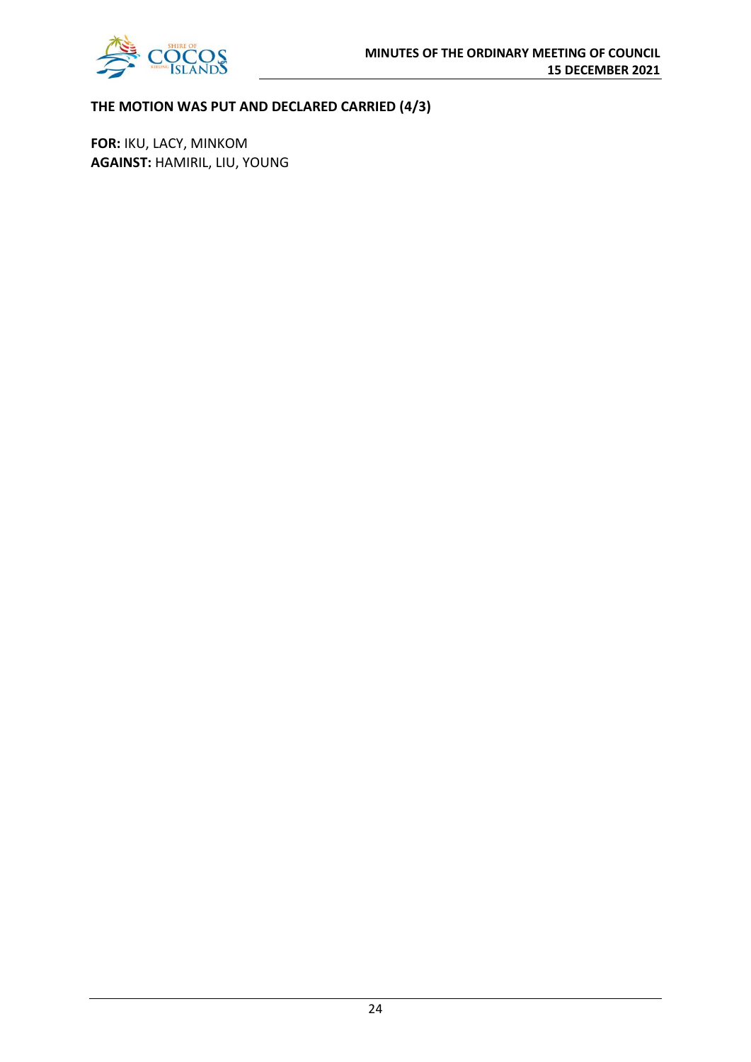**THE MOTION WAS PUT AND DECLARED CARRIED (4/3)**

**FOR:** IKU, LACY, MINKOM
**AGAINST:** HAMIRIL, LIU, YOUNG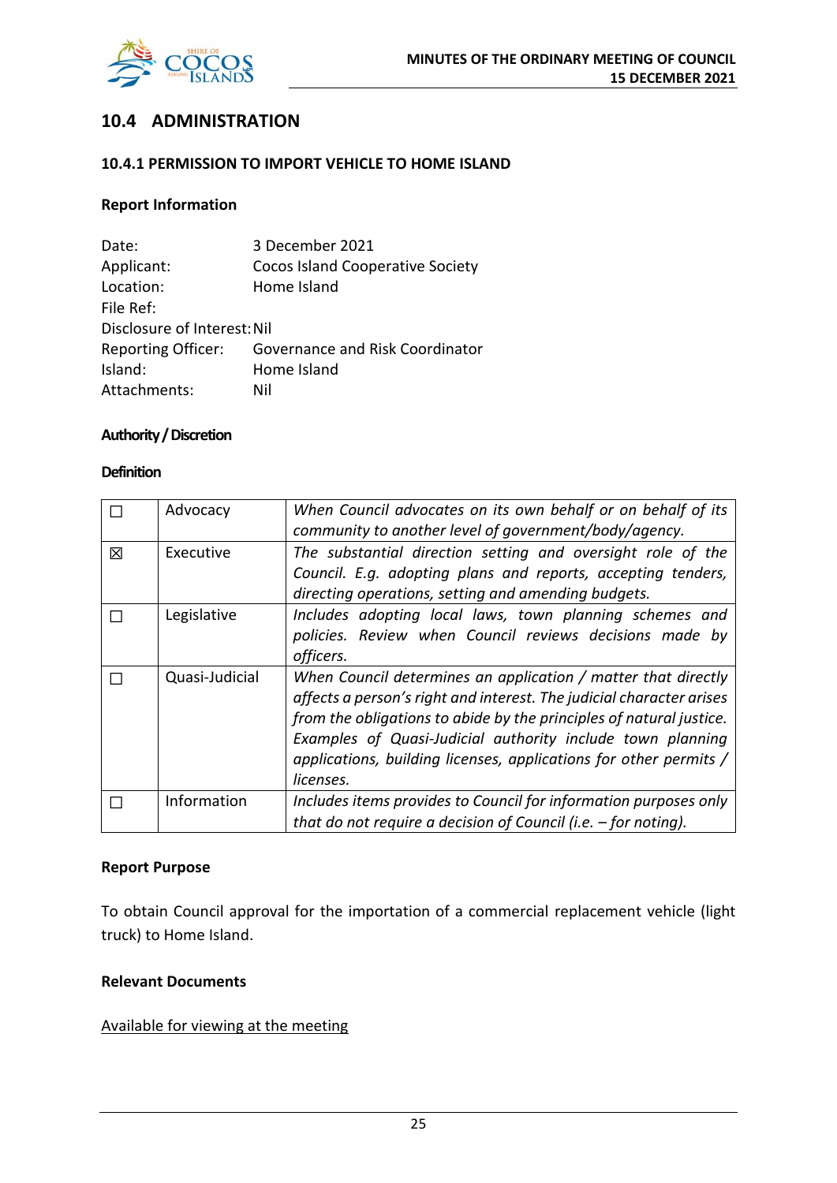## 10.4 ADMINISTRATION

### 10.4.1 PERMISSION TO IMPORT VEHICLE TO HOME ISLAND

**Report Information**

Date: 3 December 2021
Applicant: Cocos Island Cooperative Society
Location: Home Island
File Ref:
Disclosure of Interest: Nil
Reporting Officer: Governance and Risk Coordinator
Island: Home Island
Attachments: Nil

**Authority / Discretion**

**Definition**

| | | |
|---|---|---|
| ☐ | Advocacy | *When Council advocates on its own behalf or on behalf of its community to another level of government/body/agency.* |
| ☒ | Executive | *The substantial direction setting and oversight role of the Council. E.g. adopting plans and reports, accepting tenders, directing operations, setting and amending budgets.* |
| ☐ | Legislative | *Includes adopting local laws, town planning schemes and policies. Review when Council reviews decisions made by officers.* |
| ☐ | Quasi-Judicial | *When Council determines an application / matter that directly affects a person's right and interest. The judicial character arises from the obligations to abide by the principles of natural justice. Examples of Quasi-Judicial authority include town planning applications, building licenses, applications for other permits / licenses.* |
| ☐ | Information | *Includes items provides to Council for information purposes only that do not require a decision of Council (i.e. – for noting).* |

**Report Purpose**

To obtain Council approval for the importation of a commercial replacement vehicle (light truck) to Home Island.

**Relevant Documents**

Available for viewing at the meeting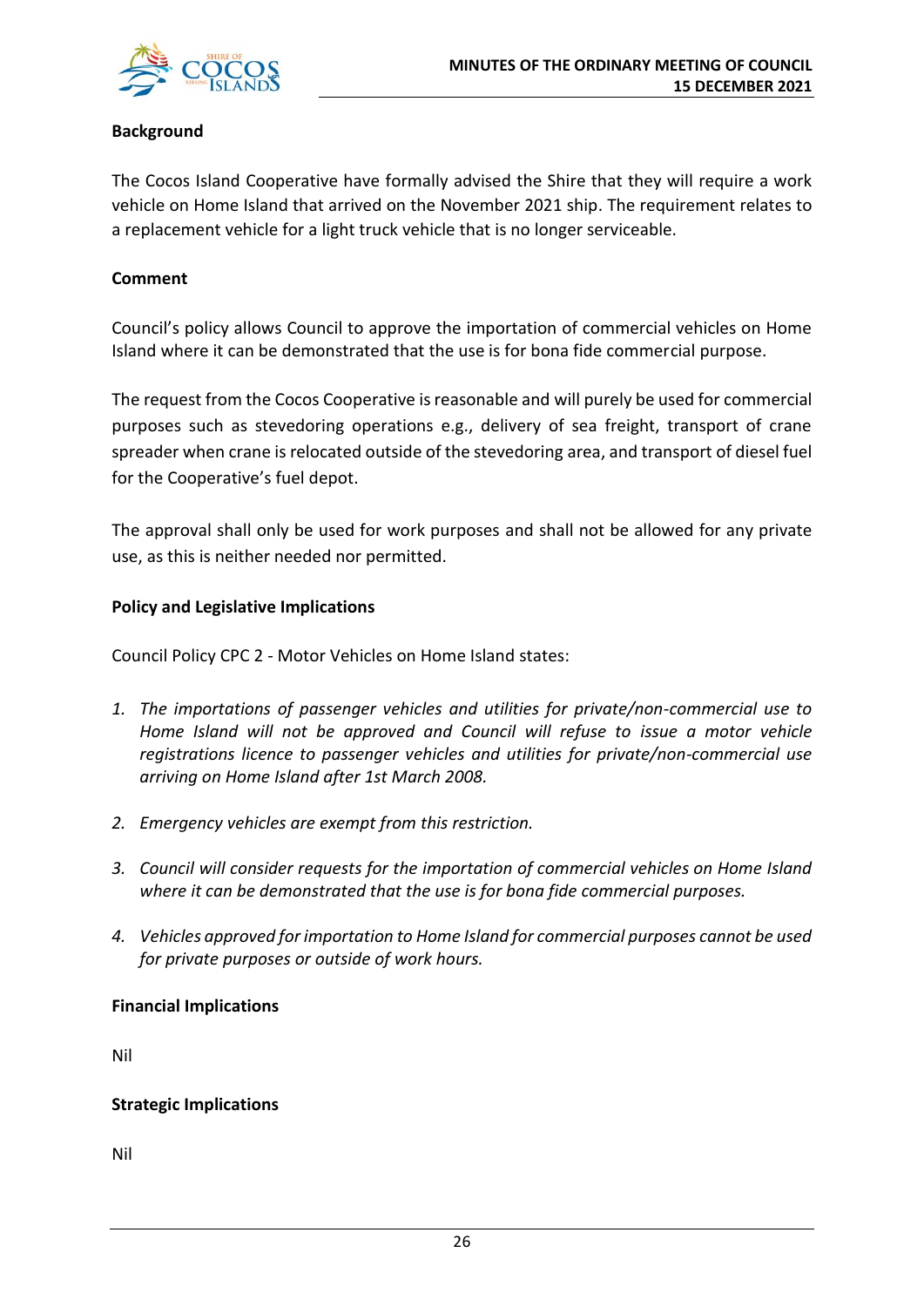**Background**

The Cocos Island Cooperative have formally advised the Shire that they will require a work vehicle on Home Island that arrived on the November 2021 ship. The requirement relates to a replacement vehicle for a light truck vehicle that is no longer serviceable.

**Comment**

Council's policy allows Council to approve the importation of commercial vehicles on Home Island where it can be demonstrated that the use is for bona fide commercial purpose.

The request from the Cocos Cooperative is reasonable and will purely be used for commercial purposes such as stevedoring operations e.g., delivery of sea freight, transport of crane spreader when crane is relocated outside of the stevedoring area, and transport of diesel fuel for the Cooperative's fuel depot.

The approval shall only be used for work purposes and shall not be allowed for any private use, as this is neither needed nor permitted.

**Policy and Legislative Implications**

Council Policy CPC 2 - Motor Vehicles on Home Island states:

1. *The importations of passenger vehicles and utilities for private/non-commercial use to Home Island will not be approved and Council will refuse to issue a motor vehicle registrations licence to passenger vehicles and utilities for private/non-commercial use arriving on Home Island after 1st March 2008.*
2. *Emergency vehicles are exempt from this restriction.*
3. *Council will consider requests for the importation of commercial vehicles on Home Island where it can be demonstrated that the use is for bona fide commercial purposes.*
4. *Vehicles approved for importation to Home Island for commercial purposes cannot be used for private purposes or outside of work hours.*

**Financial Implications**

Nil

**Strategic Implications**

Nil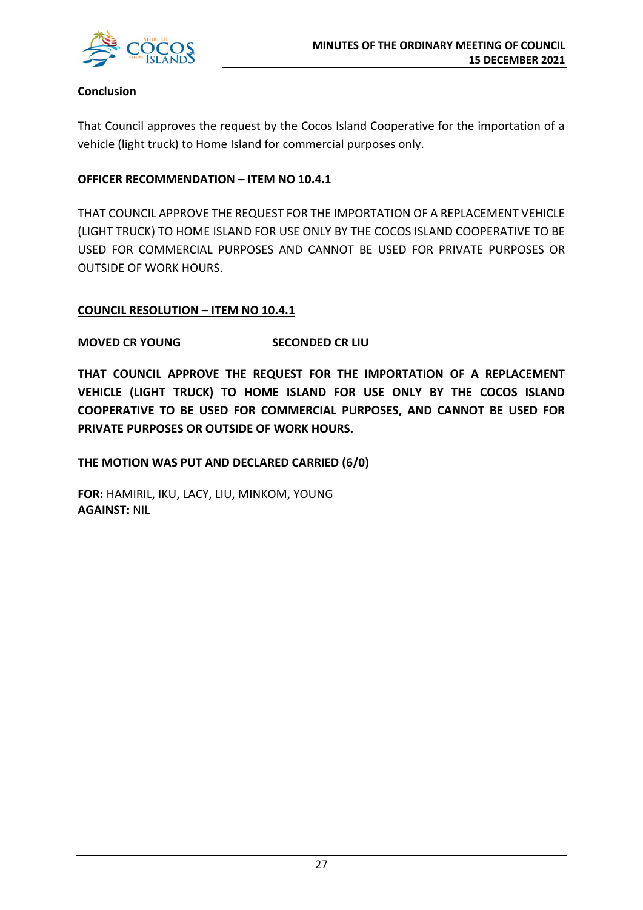**Conclusion**

That Council approves the request by the Cocos Island Cooperative for the importation of a vehicle (light truck) to Home Island for commercial purposes only.

**OFFICER RECOMMENDATION – ITEM NO 10.4.1**

THAT COUNCIL APPROVE THE REQUEST FOR THE IMPORTATION OF A REPLACEMENT VEHICLE (LIGHT TRUCK) TO HOME ISLAND FOR USE ONLY BY THE COCOS ISLAND COOPERATIVE TO BE USED FOR COMMERCIAL PURPOSES AND CANNOT BE USED FOR PRIVATE PURPOSES OR OUTSIDE OF WORK HOURS.

**COUNCIL RESOLUTION – ITEM NO 10.4.1**

**MOVED CR YOUNG** **SECONDED CR LIU**

**THAT COUNCIL APPROVE THE REQUEST FOR THE IMPORTATION OF A REPLACEMENT VEHICLE (LIGHT TRUCK) TO HOME ISLAND FOR USE ONLY BY THE COCOS ISLAND COOPERATIVE TO BE USED FOR COMMERCIAL PURPOSES, AND CANNOT BE USED FOR PRIVATE PURPOSES OR OUTSIDE OF WORK HOURS.**

**THE MOTION WAS PUT AND DECLARED CARRIED (6/0)**

**FOR:** HAMIRIL, IKU, LACY, LIU, MINKOM, YOUNG
**AGAINST:** NIL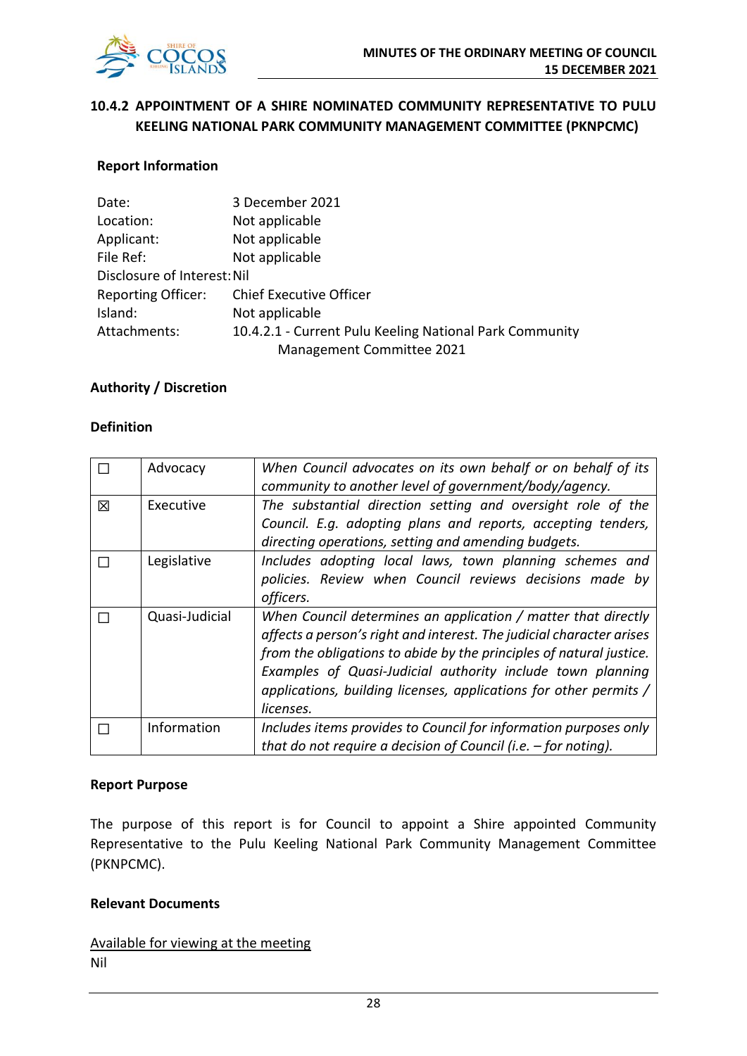## 10.4.2 APPOINTMENT OF A SHIRE NOMINATED COMMUNITY REPRESENTATIVE TO PULU KEELING NATIONAL PARK COMMUNITY MANAGEMENT COMMITTEE (PKNPCMC)

**Report Information**

Date: 3 December 2021
Location: Not applicable
Applicant: Not applicable
File Ref: Not applicable
Disclosure of Interest: Nil
Reporting Officer: Chief Executive Officer
Island: Not applicable
Attachments: 10.4.2.1 - Current Pulu Keeling National Park Community Management Committee 2021

**Authority / Discretion**

**Definition**

| | | |
|---|---|---|
| ☐ | Advocacy | *When Council advocates on its own behalf or on behalf of its community to another level of government/body/agency.* |
| ☒ | Executive | *The substantial direction setting and oversight role of the Council. E.g. adopting plans and reports, accepting tenders, directing operations, setting and amending budgets.* |
| ☐ | Legislative | *Includes adopting local laws, town planning schemes and policies. Review when Council reviews decisions made by officers.* |
| ☐ | Quasi-Judicial | *When Council determines an application / matter that directly affects a person's right and interest. The judicial character arises from the obligations to abide by the principles of natural justice. Examples of Quasi-Judicial authority include town planning applications, building licenses, applications for other permits / licenses.* |
| ☐ | Information | *Includes items provides to Council for information purposes only that do not require a decision of Council (i.e. – for noting).* |

**Report Purpose**

The purpose of this report is for Council to appoint a Shire appointed Community Representative to the Pulu Keeling National Park Community Management Committee (PKNPCMC).

**Relevant Documents**

Available for viewing at the meeting
Nil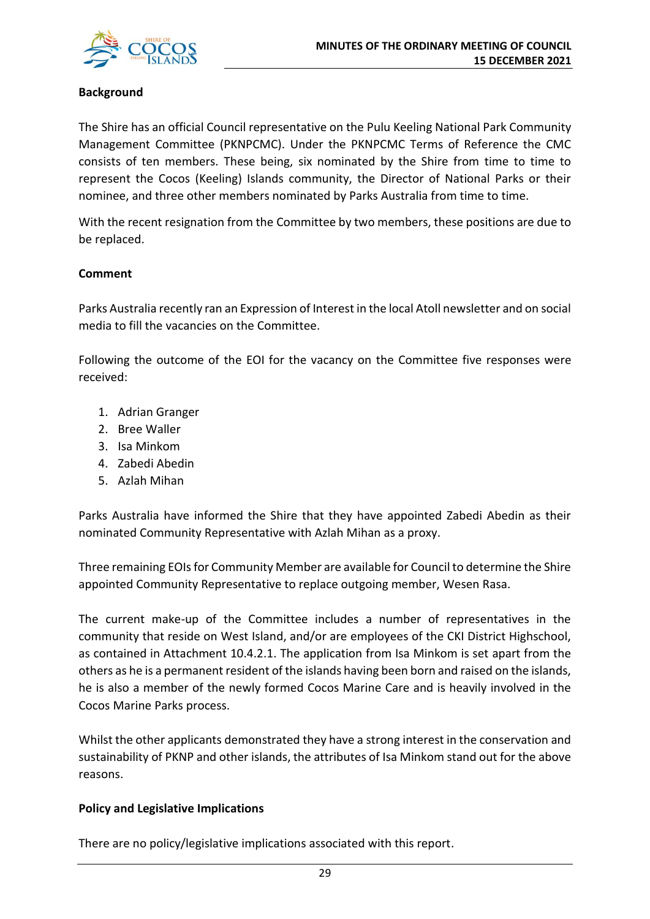**Background**

The Shire has an official Council representative on the Pulu Keeling National Park Community Management Committee (PKNPCMC). Under the PKNPCMC Terms of Reference the CMC consists of ten members. These being, six nominated by the Shire from time to time to represent the Cocos (Keeling) Islands community, the Director of National Parks or their nominee, and three other members nominated by Parks Australia from time to time.

With the recent resignation from the Committee by two members, these positions are due to be replaced.

**Comment**

Parks Australia recently ran an Expression of Interest in the local Atoll newsletter and on social media to fill the vacancies on the Committee.

Following the outcome of the EOI for the vacancy on the Committee five responses were received:

1. Adrian Granger
2. Bree Waller
3. Isa Minkom
4. Zabedi Abedin
5. Azlah Mihan

Parks Australia have informed the Shire that they have appointed Zabedi Abedin as their nominated Community Representative with Azlah Mihan as a proxy.

Three remaining EOIs for Community Member are available for Council to determine the Shire appointed Community Representative to replace outgoing member, Wesen Rasa.

The current make-up of the Committee includes a number of representatives in the community that reside on West Island, and/or are employees of the CKI District Highschool, as contained in Attachment 10.4.2.1. The application from Isa Minkom is set apart from the others as he is a permanent resident of the islands having been born and raised on the islands, he is also a member of the newly formed Cocos Marine Care and is heavily involved in the Cocos Marine Parks process.

Whilst the other applicants demonstrated they have a strong interest in the conservation and sustainability of PKNP and other islands, the attributes of Isa Minkom stand out for the above reasons.

**Policy and Legislative Implications**

There are no policy/legislative implications associated with this report.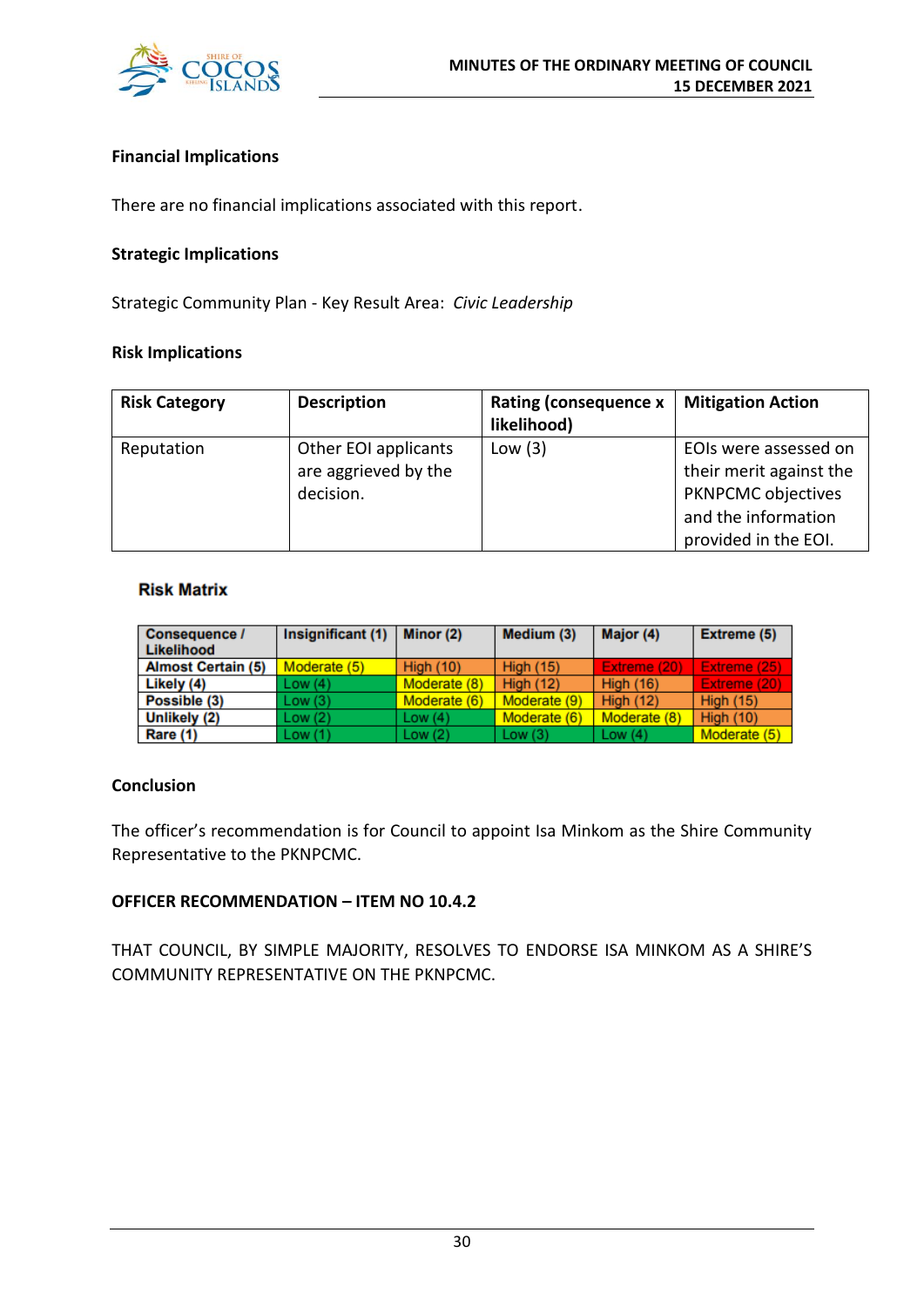### Financial Implications

There are no financial implications associated with this report.

### Strategic Implications

Strategic Community Plan - Key Result Area: *Civic Leadership*

### Risk Implications

| Risk Category | Description | Rating (consequence x likelihood) | Mitigation Action |
|---|---|---|---|
| Reputation | Other EOI applicants are aggrieved by the decision. | Low (3) | EOIs were assessed on their merit against the PKNPCMC objectives and the information provided in the EOI. |

**Risk Matrix**

| Consequence / Likelihood | Insignificant (1) | Minor (2) | Medium (3) | Major (4) | Extreme (5) |
|---|---|---|---|---|---|
| Almost Certain (5) | Moderate (5) | High (10) | High (15) | Extreme (20) | Extreme (25) |
| Likely (4) | Low (4) | Moderate (8) | High (12) | High (16) | Extreme (20) |
| Possible (3) | Low (3) | Moderate (6) | Moderate (9) | High (12) | High (15) |
| Unlikely (2) | Low (2) | Low (4) | Moderate (6) | Moderate (8) | High (10) |
| Rare (1) | Low (1) | Low (2) | Low (3) | Low (4) | Moderate (5) |

### Conclusion

The officer's recommendation is for Council to appoint Isa Minkom as the Shire Community Representative to the PKNPCMC.

**OFFICER RECOMMENDATION – ITEM NO 10.4.2**

THAT COUNCIL, BY SIMPLE MAJORITY, RESOLVES TO ENDORSE ISA MINKOM AS A SHIRE'S COMMUNITY REPRESENTATIVE ON THE PKNPCMC.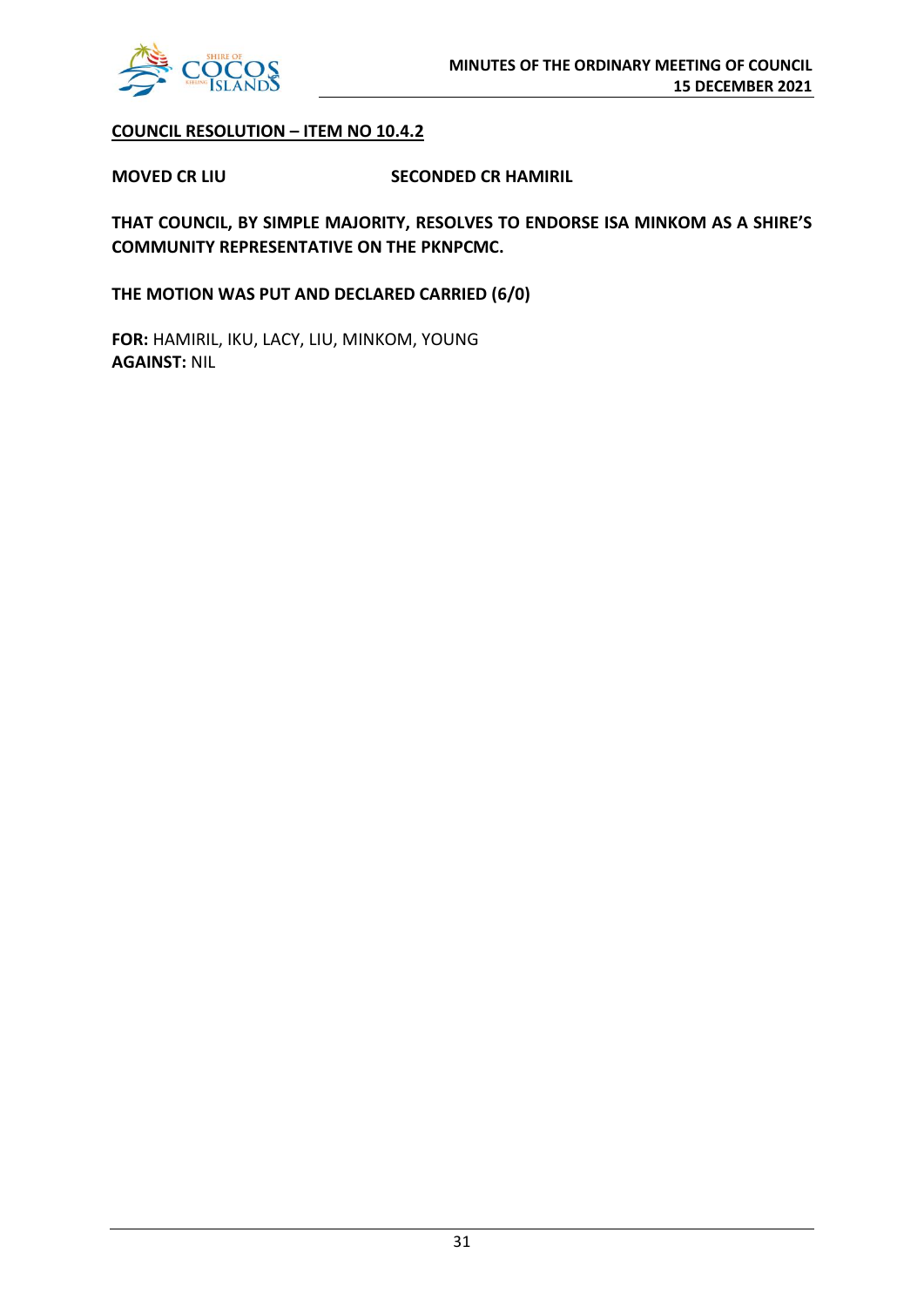**<u>COUNCIL RESOLUTION – ITEM NO 10.4.2</u>**

**MOVED CR LIU SECONDED CR HAMIRIL**

**THAT COUNCIL, BY SIMPLE MAJORITY, RESOLVES TO ENDORSE ISA MINKOM AS A SHIRE'S COMMUNITY REPRESENTATIVE ON THE PKNPCMC.**

**THE MOTION WAS PUT AND DECLARED CARRIED (6/0)**

**FOR:** HAMIRIL, IKU, LACY, LIU, MINKOM, YOUNG
**AGAINST:** NIL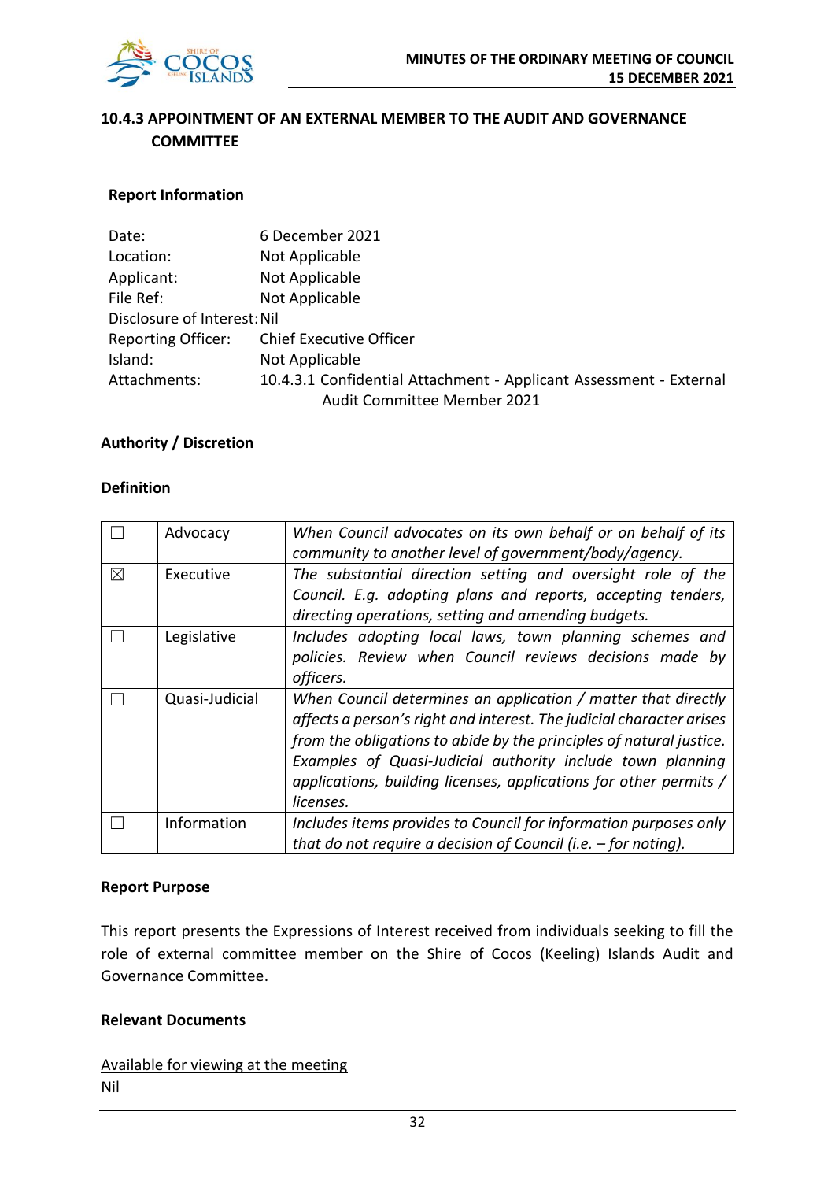## 10.4.3 APPOINTMENT OF AN EXTERNAL MEMBER TO THE AUDIT AND GOVERNANCE COMMITTEE

### Report Information

| | |
|---|---|
| Date: | 6 December 2021 |
| Location: | Not Applicable |
| Applicant: | Not Applicable |
| File Ref: | Not Applicable |
| Disclosure of Interest: | Nil |
| Reporting Officer: | Chief Executive Officer |
| Island: | Not Applicable |
| Attachments: | 10.4.3.1 Confidential Attachment - Applicant Assessment - External Audit Committee Member 2021 |

### Authority / Discretion

#### Definition

| | | |
|---|---|---|
| ☐ | Advocacy | *When Council advocates on its own behalf or on behalf of its community to another level of government/body/agency.* |
| ☒ | Executive | *The substantial direction setting and oversight role of the Council. E.g. adopting plans and reports, accepting tenders, directing operations, setting and amending budgets.* |
| ☐ | Legislative | *Includes adopting local laws, town planning schemes and policies. Review when Council reviews decisions made by officers.* |
| ☐ | Quasi-Judicial | *When Council determines an application / matter that directly affects a person's right and interest. The judicial character arises from the obligations to abide by the principles of natural justice. Examples of Quasi-Judicial authority include town planning applications, building licenses, applications for other permits / licenses.* |
| ☐ | Information | *Includes items provides to Council for information purposes only that do not require a decision of Council (i.e. – for noting).* |

### Report Purpose

This report presents the Expressions of Interest received from individuals seeking to fill the role of external committee member on the Shire of Cocos (Keeling) Islands Audit and Governance Committee.

### Relevant Documents

Available for viewing at the meeting
Nil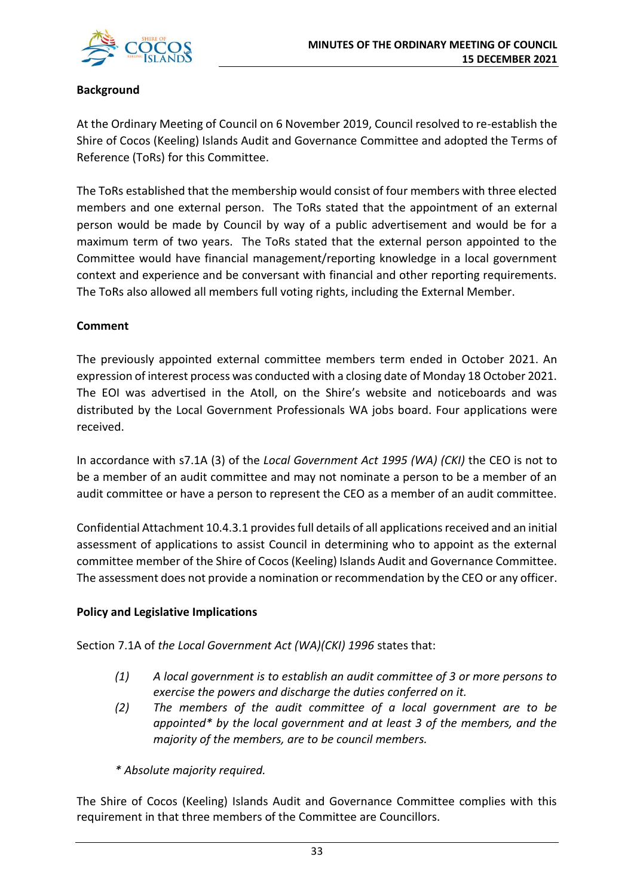**Background**

At the Ordinary Meeting of Council on 6 November 2019, Council resolved to re-establish the Shire of Cocos (Keeling) Islands Audit and Governance Committee and adopted the Terms of Reference (ToRs) for this Committee.

The ToRs established that the membership would consist of four members with three elected members and one external person. The ToRs stated that the appointment of an external person would be made by Council by way of a public advertisement and would be for a maximum term of two years. The ToRs stated that the external person appointed to the Committee would have financial management/reporting knowledge in a local government context and experience and be conversant with financial and other reporting requirements. The ToRs also allowed all members full voting rights, including the External Member.

**Comment**

The previously appointed external committee members term ended in October 2021. An expression of interest process was conducted with a closing date of Monday 18 October 2021. The EOI was advertised in the Atoll, on the Shire's website and noticeboards and was distributed by the Local Government Professionals WA jobs board. Four applications were received.

In accordance with s7.1A (3) of the *Local Government Act 1995 (WA) (CKI)* the CEO is not to be a member of an audit committee and may not nominate a person to be a member of an audit committee or have a person to represent the CEO as a member of an audit committee.

Confidential Attachment 10.4.3.1 provides full details of all applications received and an initial assessment of applications to assist Council in determining who to appoint as the external committee member of the Shire of Cocos (Keeling) Islands Audit and Governance Committee. The assessment does not provide a nomination or recommendation by the CEO or any officer.

**Policy and Legislative Implications**

Section 7.1A of *the Local Government Act (WA)(CKI) 1996* states that:

> *(1) A local government is to establish an audit committee of 3 or more persons to exercise the powers and discharge the duties conferred on it.*
>
> *(2) The members of the audit committee of a local government are to be appointed* by the local government and at least 3 of the members, and the majority of the members, are to be council members.*
>
> ** Absolute majority required.*

The Shire of Cocos (Keeling) Islands Audit and Governance Committee complies with this requirement in that three members of the Committee are Councillors.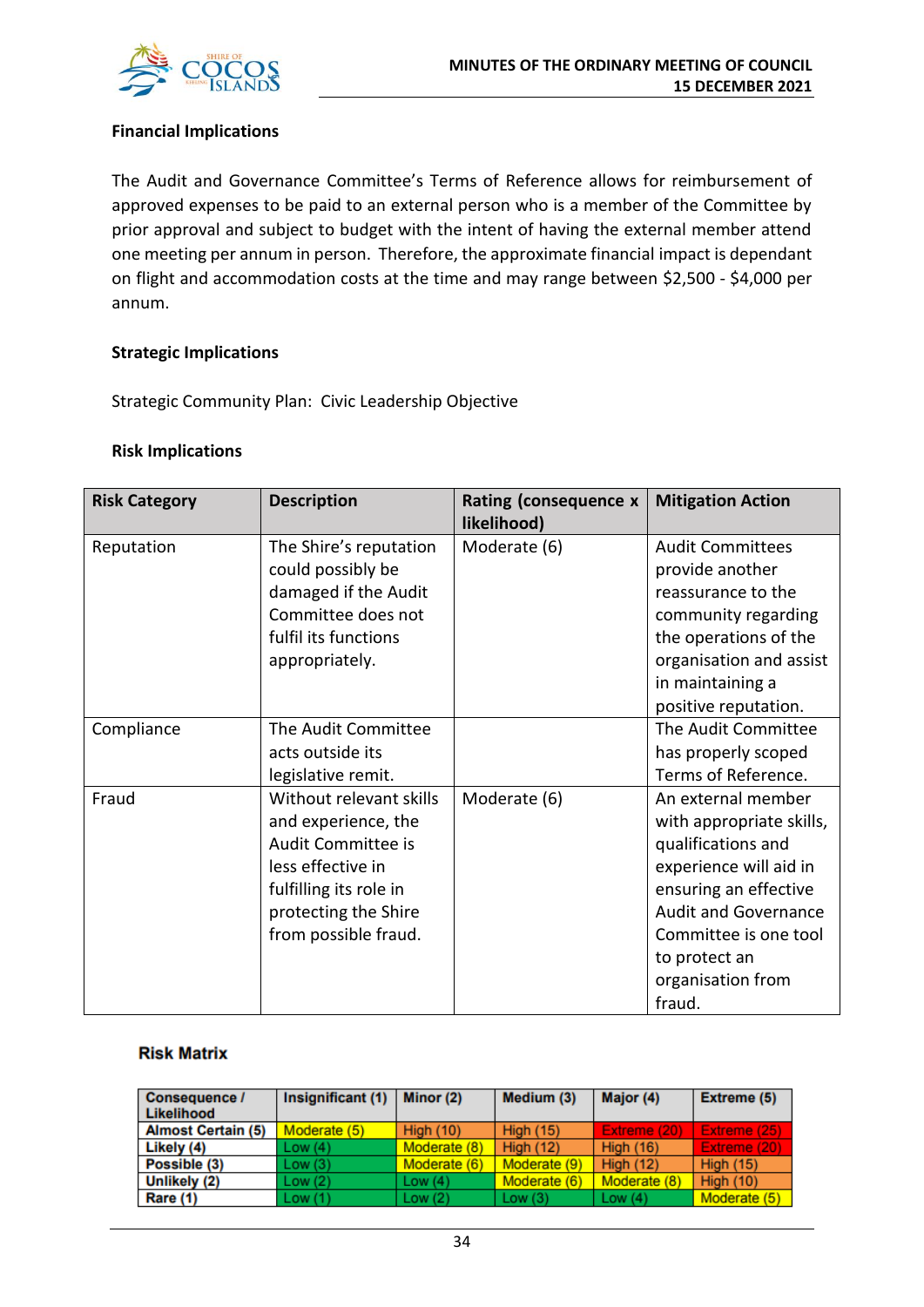**Financial Implications**

The Audit and Governance Committee's Terms of Reference allows for reimbursement of approved expenses to be paid to an external person who is a member of the Committee by prior approval and subject to budget with the intent of having the external member attend one meeting per annum in person. Therefore, the approximate financial impact is dependant on flight and accommodation costs at the time and may range between $2,500 - $4,000 per annum.

**Strategic Implications**

Strategic Community Plan: Civic Leadership Objective

**Risk Implications**

| Risk Category | Description | Rating (consequence x likelihood) | Mitigation Action |
|---|---|---|---|
| Reputation | The Shire's reputation could possibly be damaged if the Audit Committee does not fulfil its functions appropriately. | Moderate (6) | Audit Committees provide another reassurance to the community regarding the operations of the organisation and assist in maintaining a positive reputation. |
| Compliance | The Audit Committee acts outside its legislative remit. | | The Audit Committee has properly scoped Terms of Reference. |
| Fraud | Without relevant skills and experience, the Audit Committee is less effective in fulfilling its role in protecting the Shire from possible fraud. | Moderate (6) | An external member with appropriate skills, qualifications and experience will aid in ensuring an effective Audit and Governance Committee is one tool to protect an organisation from fraud. |

**Risk Matrix**

| Consequence / Likelihood | Insignificant (1) | Minor (2) | Medium (3) | Major (4) | Extreme (5) |
|---|---|---|---|---|---|
| Almost Certain (5) | Moderate (5) | High (10) | High (15) | Extreme (20) | Extreme (25) |
| Likely (4) | Low (4) | Moderate (8) | High (12) | High (16) | Extreme (20) |
| Possible (3) | Low (3) | Moderate (6) | Moderate (9) | High (12) | High (15) |
| Unlikely (2) | Low (2) | Low (4) | Moderate (6) | Moderate (8) | High (10) |
| Rare (1) | Low (1) | Low (2) | Low (3) | Low (4) | Moderate (5) |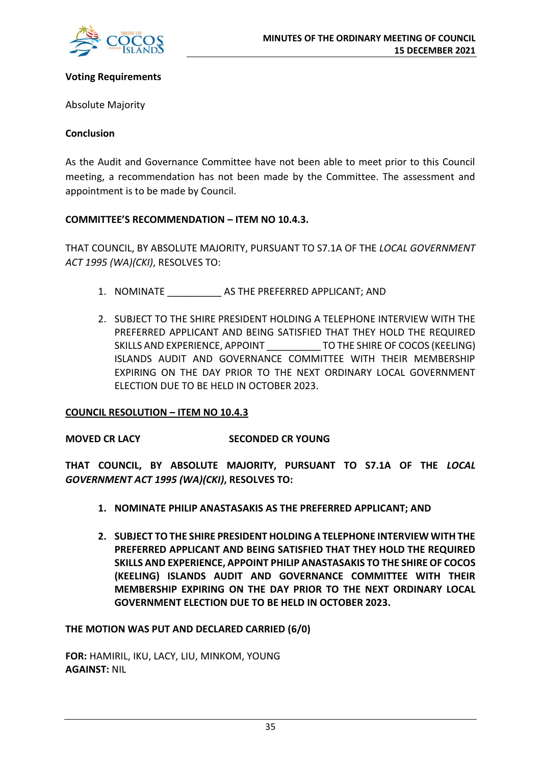**Voting Requirements**

Absolute Majority

**Conclusion**

As the Audit and Governance Committee have not been able to meet prior to this Council meeting, a recommendation has not been made by the Committee. The assessment and appointment is to be made by Council.

**COMMITTEE'S RECOMMENDATION – ITEM NO 10.4.3.**

THAT COUNCIL, BY ABSOLUTE MAJORITY, PURSUANT TO S7.1A OF THE *LOCAL GOVERNMENT ACT 1995 (WA)(CKI)*, RESOLVES TO:

1. NOMINATE __________ AS THE PREFERRED APPLICANT; AND

2. SUBJECT TO THE SHIRE PRESIDENT HOLDING A TELEPHONE INTERVIEW WITH THE PREFERRED APPLICANT AND BEING SATISFIED THAT THEY HOLD THE REQUIRED SKILLS AND EXPERIENCE, APPOINT __________ TO THE SHIRE OF COCOS (KEELING) ISLANDS AUDIT AND GOVERNANCE COMMITTEE WITH THEIR MEMBERSHIP EXPIRING ON THE DAY PRIOR TO THE NEXT ORDINARY LOCAL GOVERNMENT ELECTION DUE TO BE HELD IN OCTOBER 2023.

<u>**COUNCIL RESOLUTION – ITEM NO 10.4.3**</u>

**MOVED CR LACY** **SECONDED CR YOUNG**

**THAT COUNCIL, BY ABSOLUTE MAJORITY, PURSUANT TO S7.1A OF THE *LOCAL GOVERNMENT ACT 1995 (WA)(CKI)*, RESOLVES TO:**

1. **NOMINATE PHILIP ANASTASAKIS AS THE PREFERRED APPLICANT; AND**

2. **SUBJECT TO THE SHIRE PRESIDENT HOLDING A TELEPHONE INTERVIEW WITH THE PREFERRED APPLICANT AND BEING SATISFIED THAT THEY HOLD THE REQUIRED SKILLS AND EXPERIENCE, APPOINT PHILIP ANASTASAKIS TO THE SHIRE OF COCOS (KEELING) ISLANDS AUDIT AND GOVERNANCE COMMITTEE WITH THEIR MEMBERSHIP EXPIRING ON THE DAY PRIOR TO THE NEXT ORDINARY LOCAL GOVERNMENT ELECTION DUE TO BE HELD IN OCTOBER 2023.**

**THE MOTION WAS PUT AND DECLARED CARRIED (6/0)**

**FOR:** HAMIRIL, IKU, LACY, LIU, MINKOM, YOUNG
**AGAINST:** NIL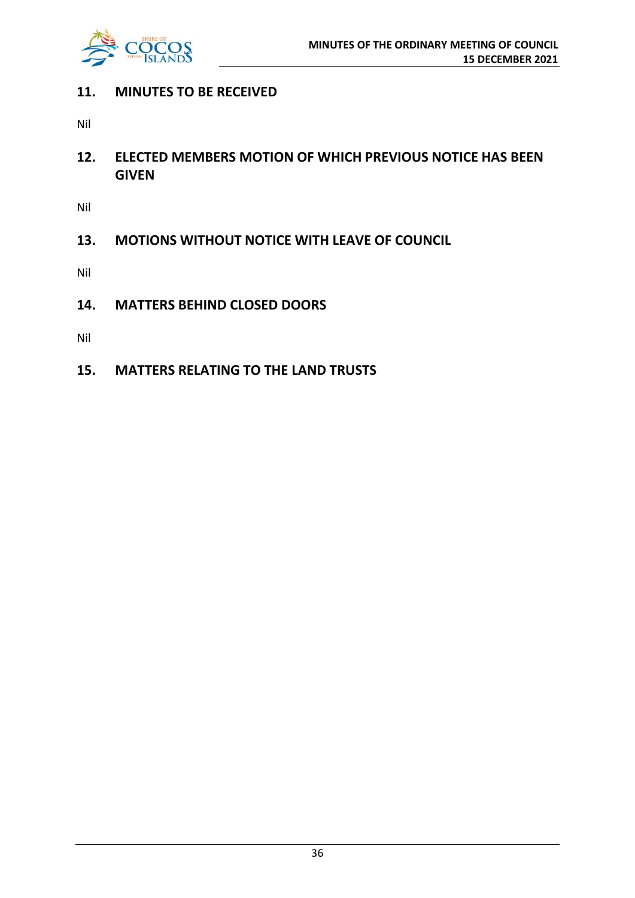## 11. MINUTES TO BE RECEIVED

Nil

## 12. ELECTED MEMBERS MOTION OF WHICH PREVIOUS NOTICE HAS BEEN GIVEN

Nil

## 13. MOTIONS WITHOUT NOTICE WITH LEAVE OF COUNCIL

Nil

## 14. MATTERS BEHIND CLOSED DOORS

Nil

## 15. MATTERS RELATING TO THE LAND TRUSTS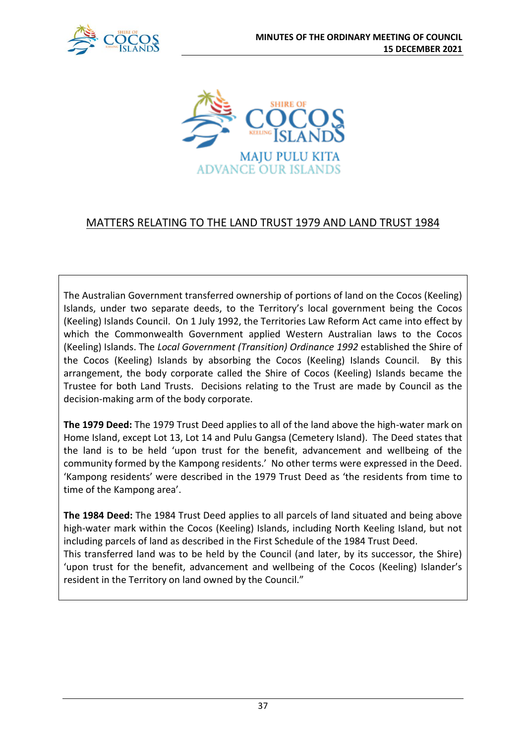MAJU PULU KITA
ADVANCE OUR ISLANDS

# MATTERS RELATING TO THE LAND TRUST 1979 AND LAND TRUST 1984

The Australian Government transferred ownership of portions of land on the Cocos (Keeling) Islands, under two separate deeds, to the Territory's local government being the Cocos (Keeling) Islands Council. On 1 July 1992, the Territories Law Reform Act came into effect by which the Commonwealth Government applied Western Australian laws to the Cocos (Keeling) Islands. The *Local Government (Transition) Ordinance 1992* established the Shire of the Cocos (Keeling) Islands by absorbing the Cocos (Keeling) Islands Council. By this arrangement, the body corporate called the Shire of Cocos (Keeling) Islands became the Trustee for both Land Trusts. Decisions relating to the Trust are made by Council as the decision-making arm of the body corporate.

**The 1979 Deed:** The 1979 Trust Deed applies to all of the land above the high-water mark on Home Island, except Lot 13, Lot 14 and Pulu Gangsa (Cemetery Island). The Deed states that the land is to be held 'upon trust for the benefit, advancement and wellbeing of the community formed by the Kampong residents.' No other terms were expressed in the Deed. 'Kampong residents' were described in the 1979 Trust Deed as 'the residents from time to time of the Kampong area'.

**The 1984 Deed:** The 1984 Trust Deed applies to all parcels of land situated and being above high-water mark within the Cocos (Keeling) Islands, including North Keeling Island, but not including parcels of land as described in the First Schedule of the 1984 Trust Deed.
This transferred land was to be held by the Council (and later, by its successor, the Shire) 'upon trust for the benefit, advancement and wellbeing of the Cocos (Keeling) Islander's resident in the Territory on land owned by the Council."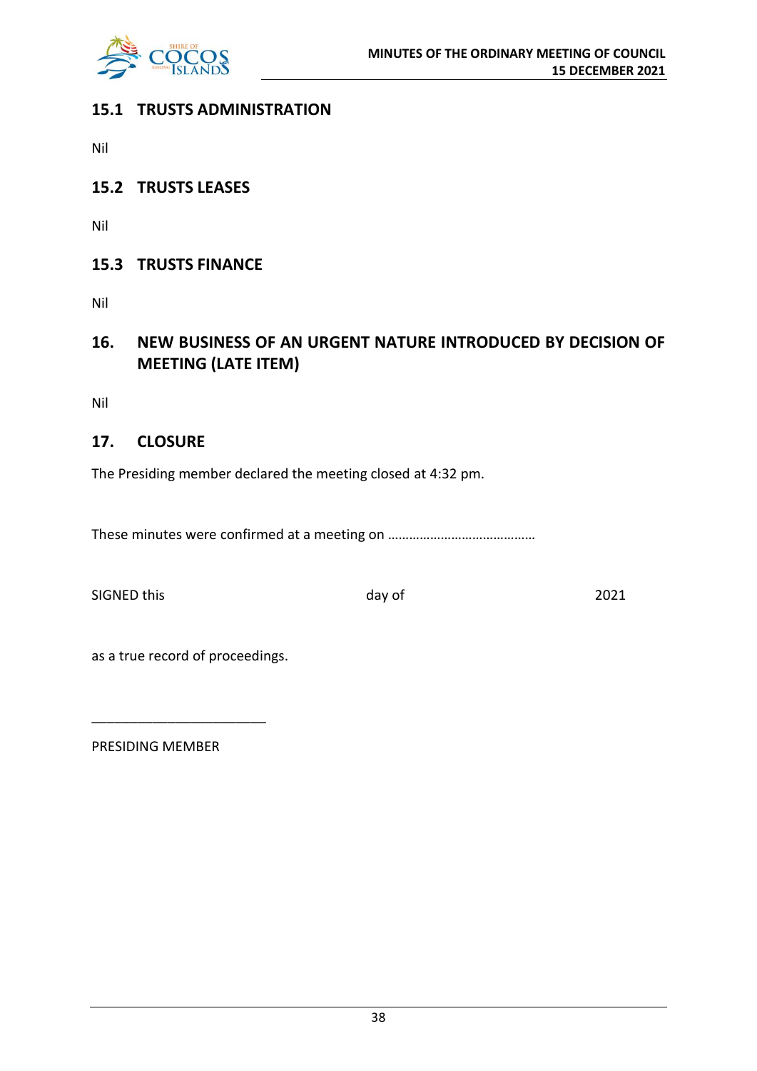## 15.1 TRUSTS ADMINISTRATION

Nil

## 15.2 TRUSTS LEASES

Nil

## 15.3 TRUSTS FINANCE

Nil

## 16. NEW BUSINESS OF AN URGENT NATURE INTRODUCED BY DECISION OF MEETING (LATE ITEM)

Nil

## 17. CLOSURE

The Presiding member declared the meeting closed at 4:32 pm.

These minutes were confirmed at a meeting on ……………………………………

SIGNED this day of 2021

as a true record of proceedings.

_______________________

PRESIDING MEMBER